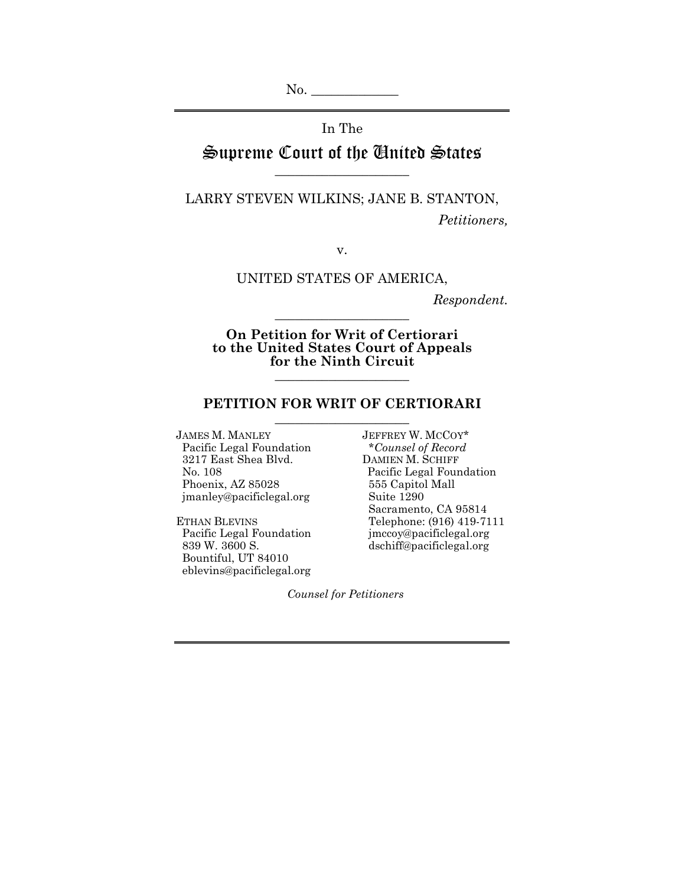No. ____________

In The

# Supreme Court of the United States

---

LARRY STEVEN WILKINS; JANE B. STANTON,

*Petitioners,*

v.

UNITED STATES OF AMERICA,

*Respondent.*

---

**On Petition for Writ of Certiorari to the United States Court of Appeals for the Ninth Circuit**

---

## PETITION FOR WRIT OF CERTIORARI

---

JAMES M. MANLEY
Pacific Legal Foundation
3217 East Shea Blvd.
No. 108
Phoenix, AZ 85028
jmanley@pacificlegal.org

ETHAN BLEVINS
Pacific Legal Foundation
839 W. 3600 S.
Bountiful, UT 84010
eblevins@pacificlegal.org

JEFFREY W. MCCOY*
*\*Counsel of Record*
DAMIEN M. SCHIFF
Pacific Legal Foundation
555 Capitol Mall
Suite 1290
Sacramento, CA 95814
Telephone: (916) 419-7111
jmccoy@pacificlegal.org
dschiff@pacificlegal.org

*Counsel for Petitioners*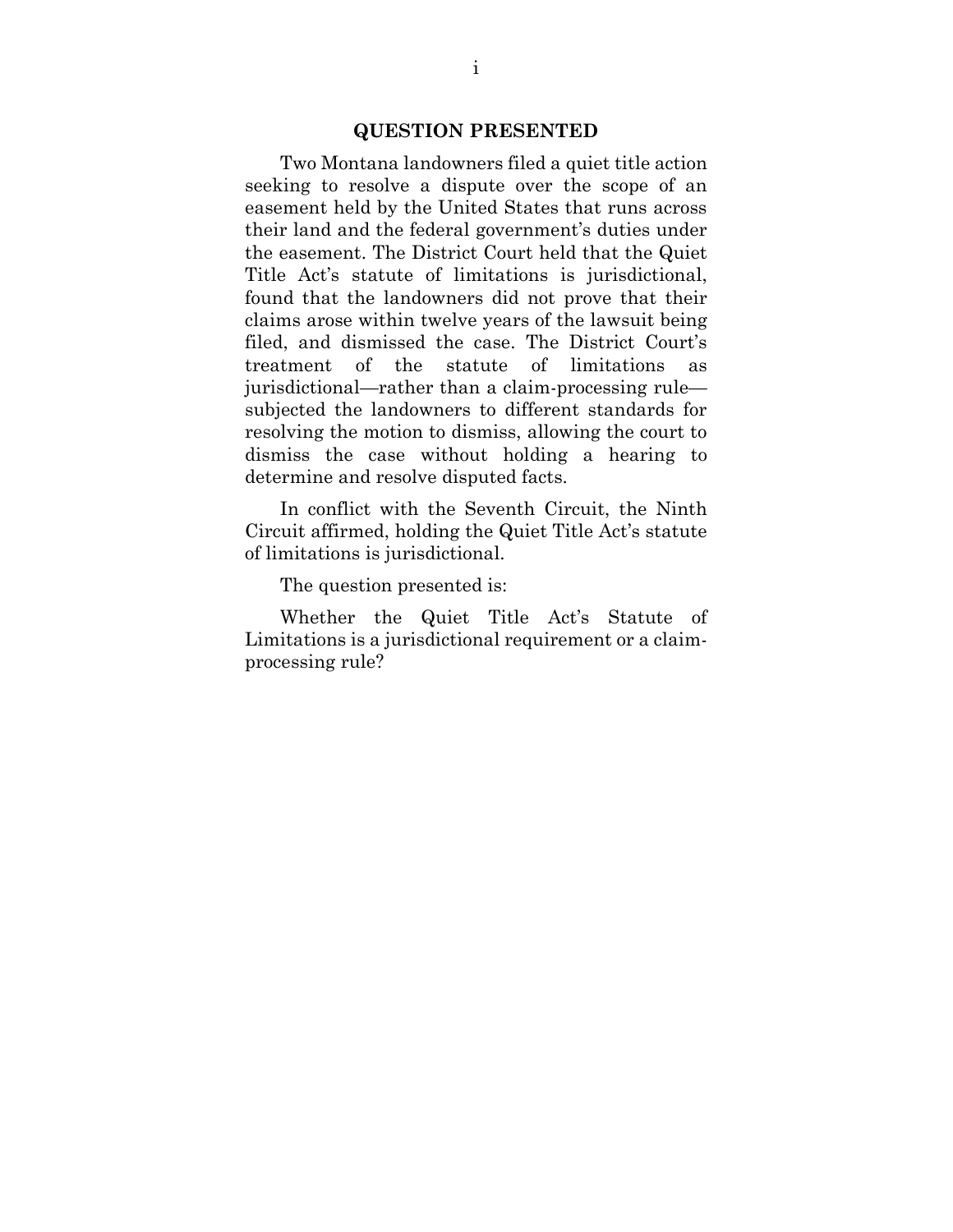## QUESTION PRESENTED

Two Montana landowners filed a quiet title action seeking to resolve a dispute over the scope of an easement held by the United States that runs across their land and the federal government's duties under the easement. The District Court held that the Quiet Title Act's statute of limitations is jurisdictional, found that the landowners did not prove that their claims arose within twelve years of the lawsuit being filed, and dismissed the case. The District Court's treatment of the statute of limitations as jurisdictional—rather than a claim-processing rule—subjected the landowners to different standards for resolving the motion to dismiss, allowing the court to dismiss the case without holding a hearing to determine and resolve disputed facts.

In conflict with the Seventh Circuit, the Ninth Circuit affirmed, holding the Quiet Title Act's statute of limitations is jurisdictional.

The question presented is:

Whether the Quiet Title Act's Statute of Limitations is a jurisdictional requirement or a claim-processing rule?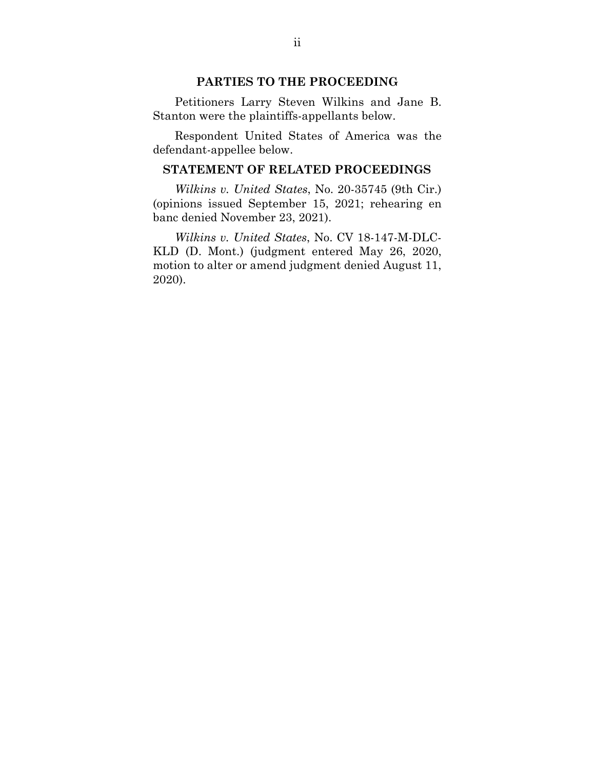## PARTIES TO THE PROCEEDING

Petitioners Larry Steven Wilkins and Jane B. Stanton were the plaintiffs-appellants below.

Respondent United States of America was the defendant-appellee below.

## STATEMENT OF RELATED PROCEEDINGS

*Wilkins v. United States*, No. 20-35745 (9th Cir.) (opinions issued September 15, 2021; rehearing en banc denied November 23, 2021).

*Wilkins v. United States*, No. CV 18-147-M-DLC-KLD (D. Mont.) (judgment entered May 26, 2020, motion to alter or amend judgment denied August 11, 2020).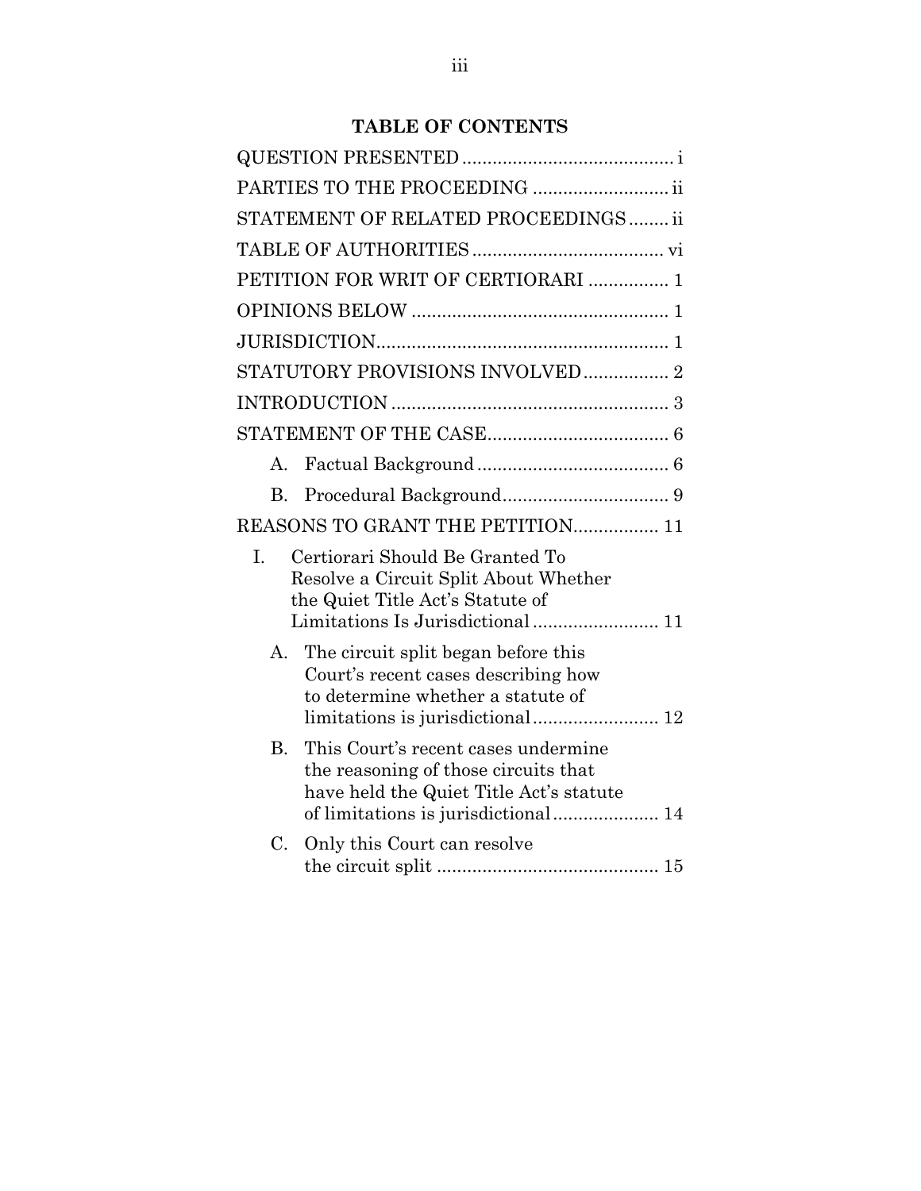## TABLE OF CONTENTS

QUESTION PRESENTED .......................................... i

PARTIES TO THE PROCEEDING ........................... ii

STATEMENT OF RELATED PROCEEDINGS ........ ii

TABLE OF AUTHORITIES ...................................... vi

PETITION FOR WRIT OF CERTIORARI ................ 1

OPINIONS BELOW ................................................... 1

JURISDICTION.......................................................... 1

STATUTORY PROVISIONS INVOLVED................. 2

INTRODUCTION ....................................................... 3

STATEMENT OF THE CASE.................................... 6

- A. Factual Background ...................................... 6
- B. Procedural Background................................. 9

REASONS TO GRANT THE PETITION................. 11

- I. Certiorari Should Be Granted To Resolve a Circuit Split About Whether the Quiet Title Act's Statute of Limitations Is Jurisdictional ......................... 11
  - A. The circuit split began before this Court's recent cases describing how to determine whether a statute of limitations is jurisdictional......................... 12
  - B. This Court's recent cases undermine the reasoning of those circuits that have held the Quiet Title Act's statute of limitations is jurisdictional..................... 14
  - C. Only this Court can resolve the circuit split ............................................ 15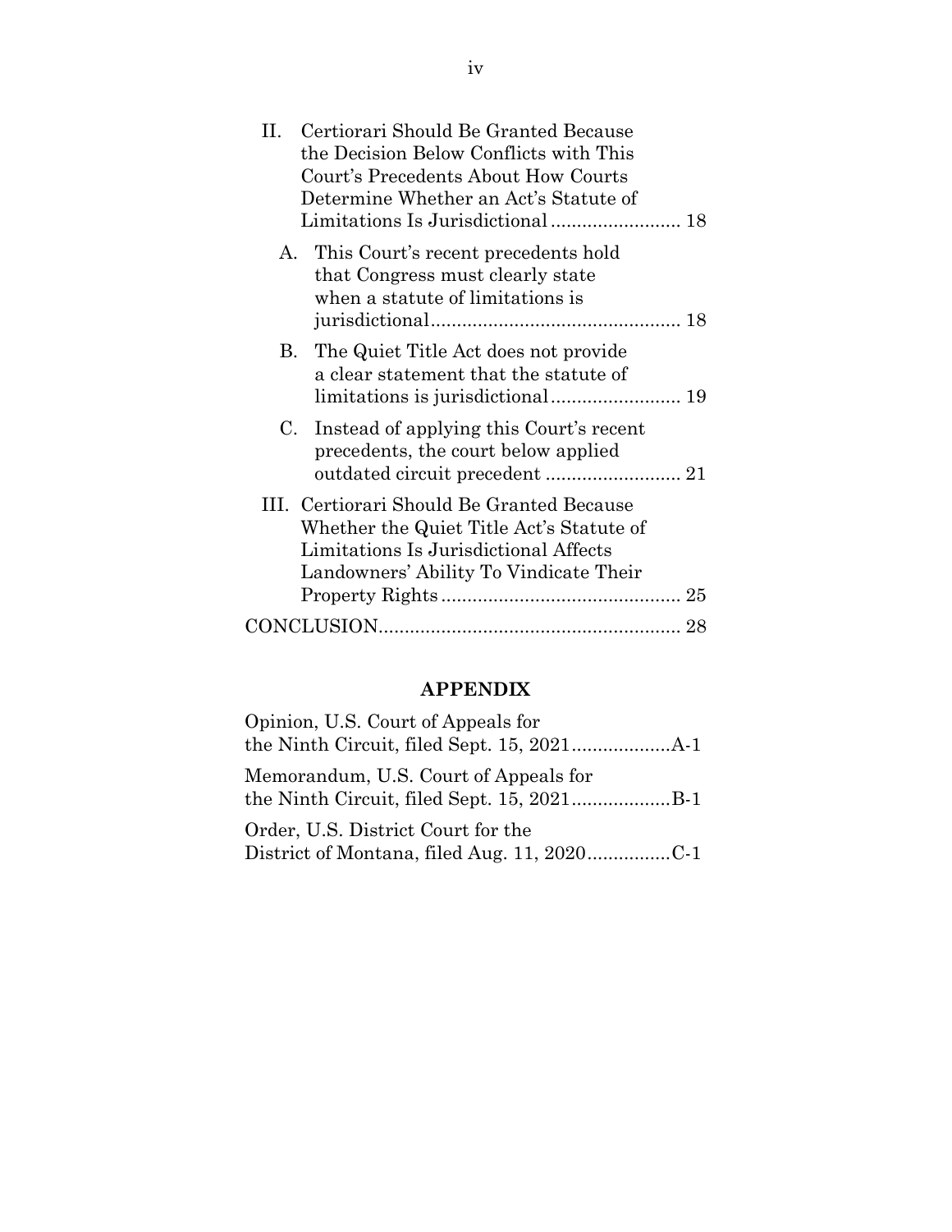II. Certiorari Should Be Granted Because the Decision Below Conflicts with This Court's Precedents About How Courts Determine Whether an Act's Statute of Limitations Is Jurisdictional ........................ 18

A. This Court's recent precedents hold that Congress must clearly state when a statute of limitations is jurisdictional ................................................ 18

B. The Quiet Title Act does not provide a clear statement that the statute of limitations is jurisdictional ........................ 19

C. Instead of applying this Court's recent precedents, the court below applied outdated circuit precedent .......................... 21

III. Certiorari Should Be Granted Because Whether the Quiet Title Act's Statute of Limitations Is Jurisdictional Affects Landowners' Ability To Vindicate Their Property Rights ............................................. 25

CONCLUSION......................................................... 28

## APPENDIX

Opinion, U.S. Court of Appeals for the Ninth Circuit, filed Sept. 15, 2021..................A-1

Memorandum, U.S. Court of Appeals for the Ninth Circuit, filed Sept. 15, 2021..................B-1

Order, U.S. District Court for the District of Montana, filed Aug. 11, 2020................C-1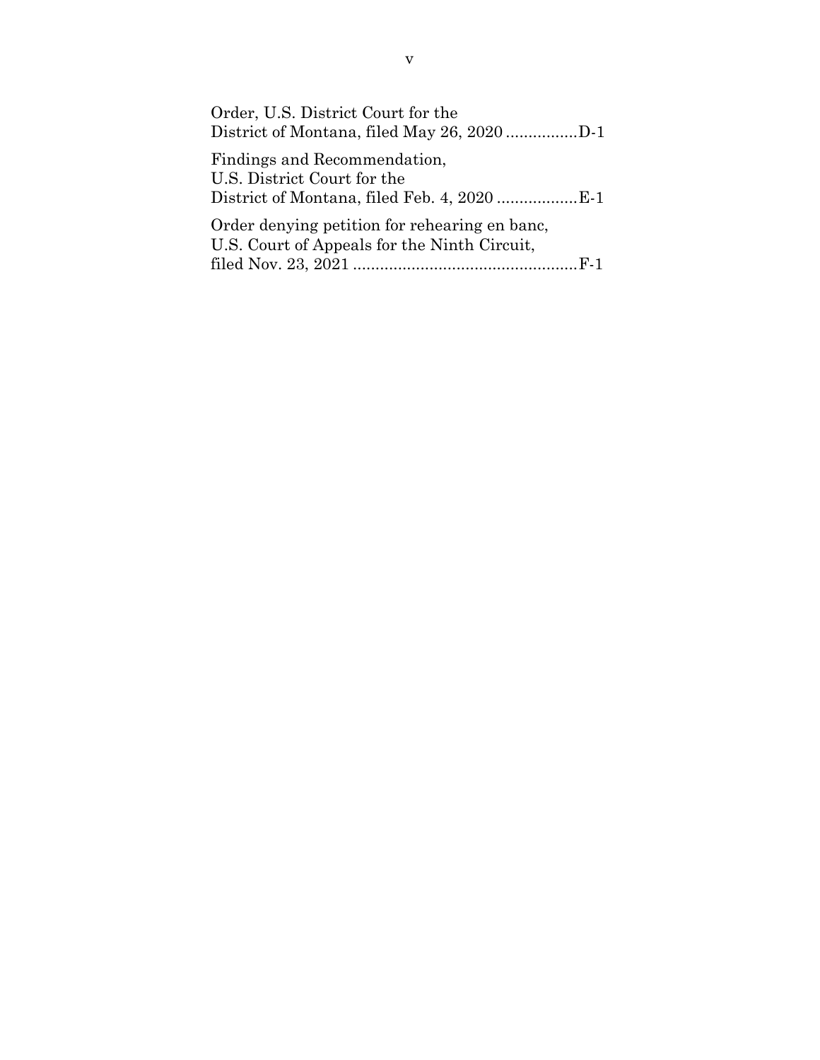Order, U.S. District Court for the
District of Montana, filed May 26, 2020 ................D-1

Findings and Recommendation,
U.S. District Court for the
District of Montana, filed Feb. 4, 2020 ..................E-1

Order denying petition for rehearing en banc,
U.S. Court of Appeals for the Ninth Circuit,
filed Nov. 23, 2021 ..................................................F-1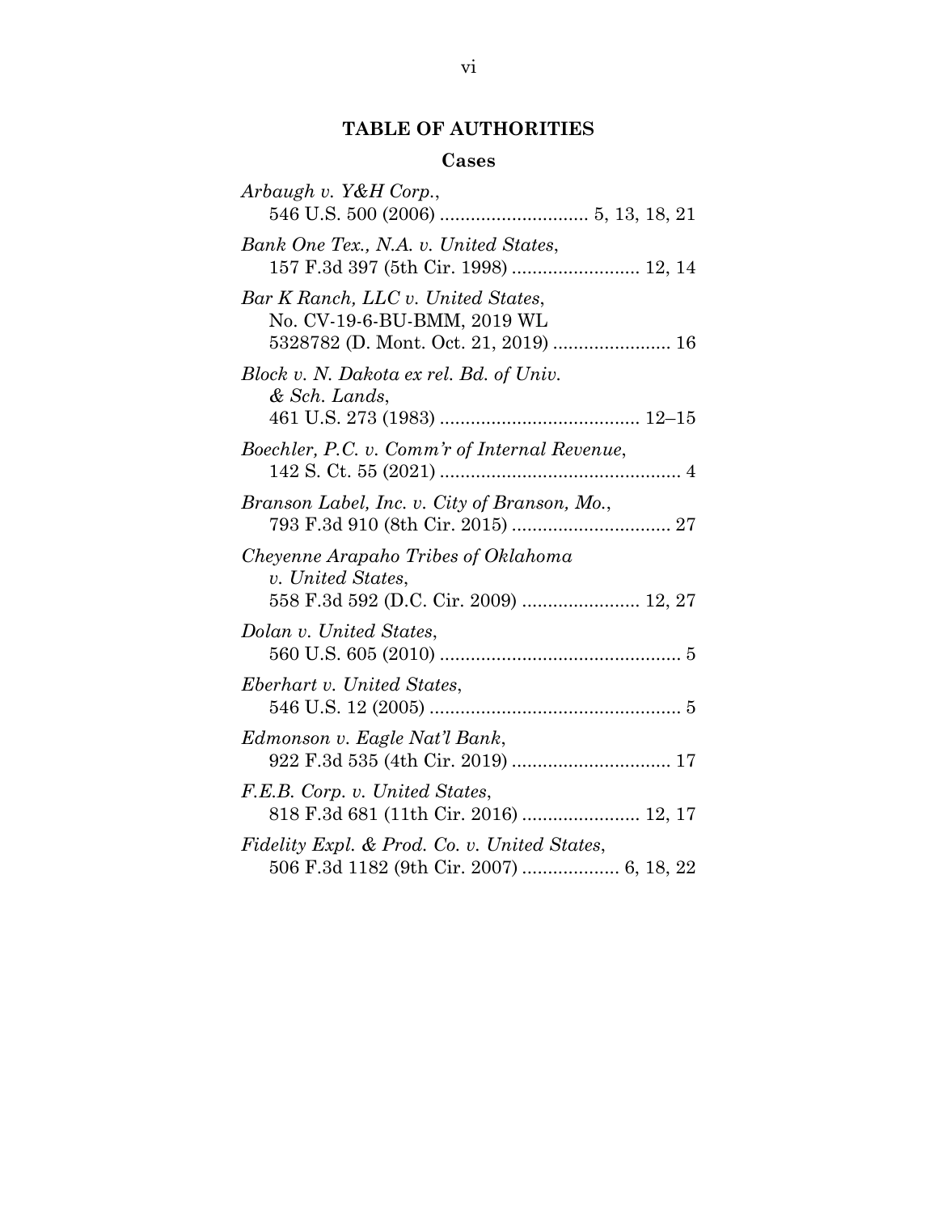# TABLE OF AUTHORITIES

## Cases

*Arbaugh v. Y&H Corp.*,
546 U.S. 500 (2006) ............................ 5, 13, 18, 21

*Bank One Tex., N.A. v. United States*,
157 F.3d 397 (5th Cir. 1998) ......................... 12, 14

*Bar K Ranch, LLC v. United States*,
No. CV-19-6-BU-BMM, 2019 WL
5328782 (D. Mont. Oct. 21, 2019) ...................... 16

*Block v. N. Dakota ex rel. Bd. of Univ. & Sch. Lands*,
461 U.S. 273 (1983) ...................................... 12–15

*Boechler, P.C. v. Comm'r of Internal Revenue*,
142 S. Ct. 55 (2021) ............................................... 4

*Branson Label, Inc. v. City of Branson, Mo.*,
793 F.3d 910 (8th Cir. 2015) ............................... 27

*Cheyenne Arapaho Tribes of Oklahoma v. United States*,
558 F.3d 592 (D.C. Cir. 2009) ...................... 12, 27

*Dolan v. United States*,
560 U.S. 605 (2010) ............................................... 5

*Eberhart v. United States*,
546 U.S. 12 (2005) ................................................. 5

*Edmonson v. Eagle Nat'l Bank*,
922 F.3d 535 (4th Cir. 2019) ............................... 17

*F.E.B. Corp. v. United States*,
818 F.3d 681 (11th Cir. 2016) ...................... 12, 17

*Fidelity Expl. & Prod. Co. v. United States*,
506 F.3d 1182 (9th Cir. 2007) .................. 6, 18, 22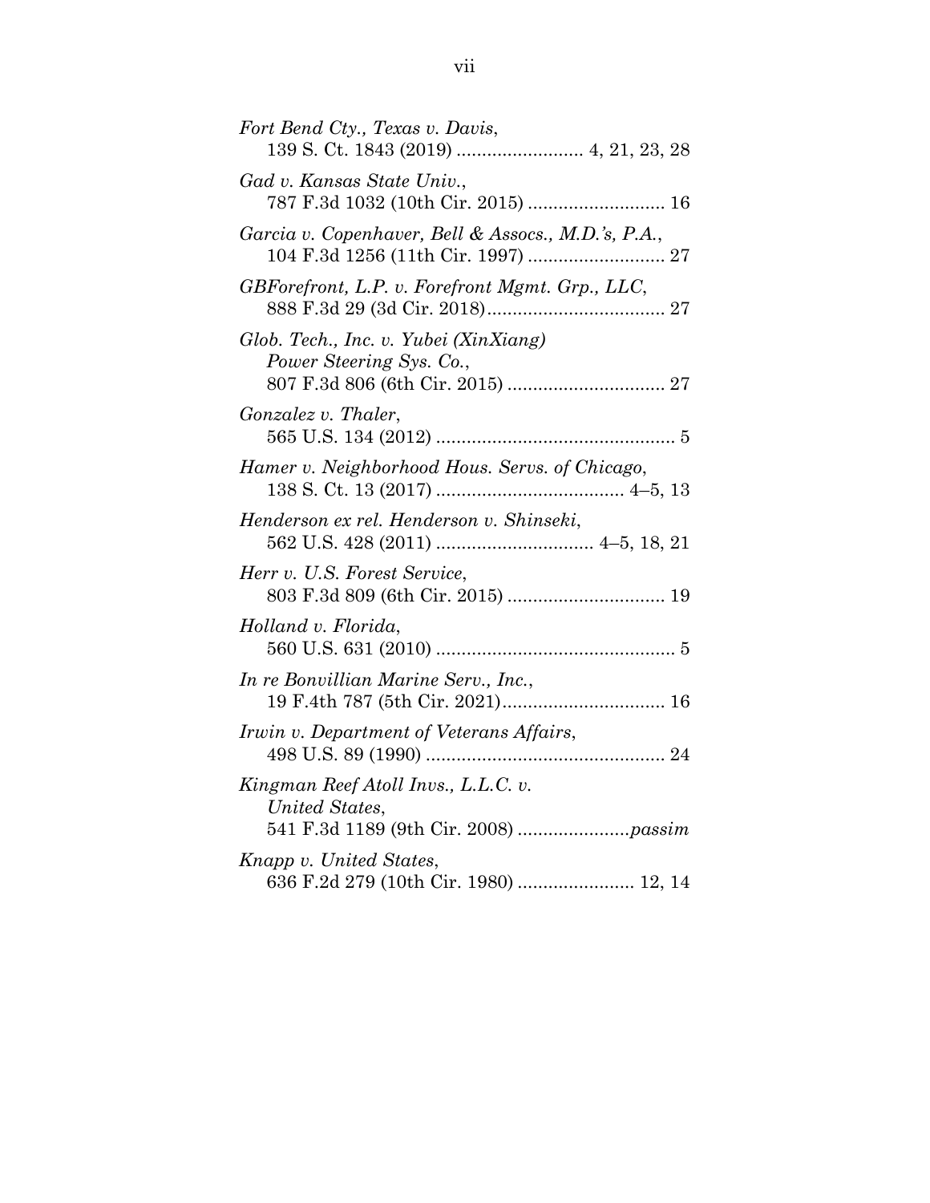*Fort Bend Cty., Texas v. Davis*,
139 S. Ct. 1843 (2019) ........................ 4, 21, 23, 28

*Gad v. Kansas State Univ.*,
787 F.3d 1032 (10th Cir. 2015) .......................... 16

*Garcia v. Copenhaver, Bell & Assocs., M.D.'s, P.A.*,
104 F.3d 1256 (11th Cir. 1997) .......................... 27

*GBForefront, L.P. v. Forefront Mgmt. Grp., LLC*,
888 F.3d 29 (3d Cir. 2018).................................. 27

*Glob. Tech., Inc. v. Yubei (XinXiang) Power Steering Sys. Co.*,
807 F.3d 806 (6th Cir. 2015) .............................. 27

*Gonzalez v. Thaler*,
565 U.S. 134 (2012) .............................................. 5

*Hamer v. Neighborhood Hous. Servs. of Chicago*,
138 S. Ct. 13 (2017) .................................... 4–5, 13

*Henderson ex rel. Henderson v. Shinseki*,
562 U.S. 428 (2011) .............................. 4–5, 18, 21

*Herr v. U.S. Forest Service*,
803 F.3d 809 (6th Cir. 2015) .............................. 19

*Holland v. Florida*,
560 U.S. 631 (2010) .............................................. 5

*In re Bonvillian Marine Serv., Inc.*,
19 F.4th 787 (5th Cir. 2021)................................ 16

*Irwin v. Department of Veterans Affairs*,
498 U.S. 89 (1990) .............................................. 24

*Kingman Reef Atoll Invs., L.L.C. v. United States*,
541 F.3d 1189 (9th Cir. 2008) .....................*passim*

*Knapp v. United States*,
636 F.2d 279 (10th Cir. 1980) ...................... 12, 14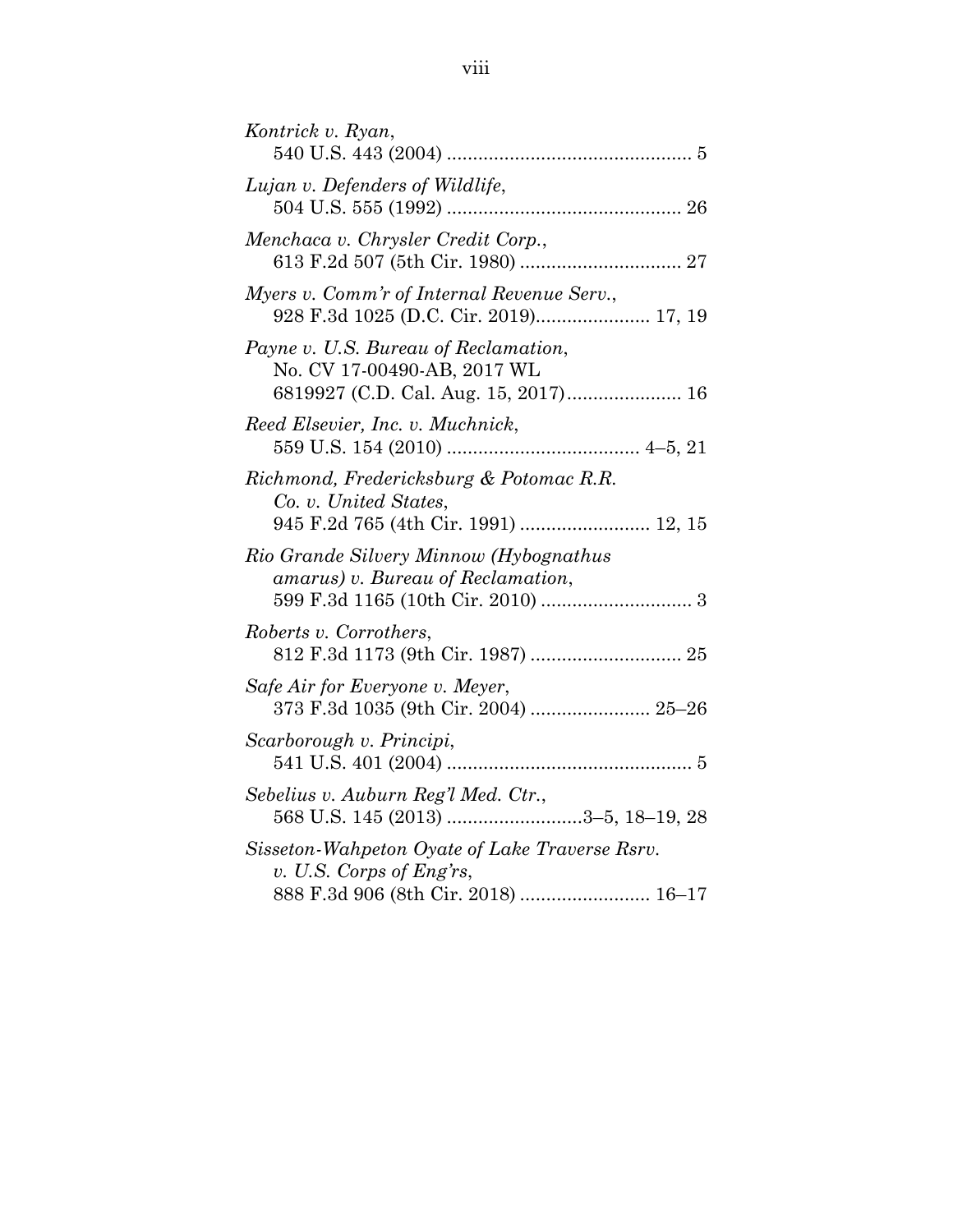*Kontrick v. Ryan*,
540 U.S. 443 (2004) .............................................. 5

*Lujan v. Defenders of Wildlife*,
504 U.S. 555 (1992) ............................................ 26

*Menchaca v. Chrysler Credit Corp.*,
613 F.2d 507 (5th Cir. 1980) ............................... 27

*Myers v. Comm'r of Internal Revenue Serv.*,
928 F.3d 1025 (D.C. Cir. 2019)...................... 17, 19

*Payne v. U.S. Bureau of Reclamation*,
No. CV 17-00490-AB, 2017 WL
6819927 (C.D. Cal. Aug. 15, 2017)...................... 16

*Reed Elsevier, Inc. v. Muchnick*,
559 U.S. 154 (2010) ..................................... 4–5, 21

*Richmond, Fredericksburg & Potomac R.R. Co. v. United States*,
945 F.2d 765 (4th Cir. 1991) ......................... 12, 15

*Rio Grande Silvery Minnow (Hybognathus amarus) v. Bureau of Reclamation*,
599 F.3d 1165 (10th Cir. 2010) ............................. 3

*Roberts v. Corrothers*,
812 F.3d 1173 (9th Cir. 1987) ............................. 25

*Safe Air for Everyone v. Meyer*,
373 F.3d 1035 (9th Cir. 2004) ....................... 25–26

*Scarborough v. Principi*,
541 U.S. 401 (2004) .............................................. 5

*Sebelius v. Auburn Reg'l Med. Ctr.*,
568 U.S. 145 (2013) ..........................3–5, 18–19, 28

*Sisseton-Wahpeton Oyate of Lake Traverse Rsrv. v. U.S. Corps of Eng'rs*,
888 F.3d 906 (8th Cir. 2018) ......................... 16–17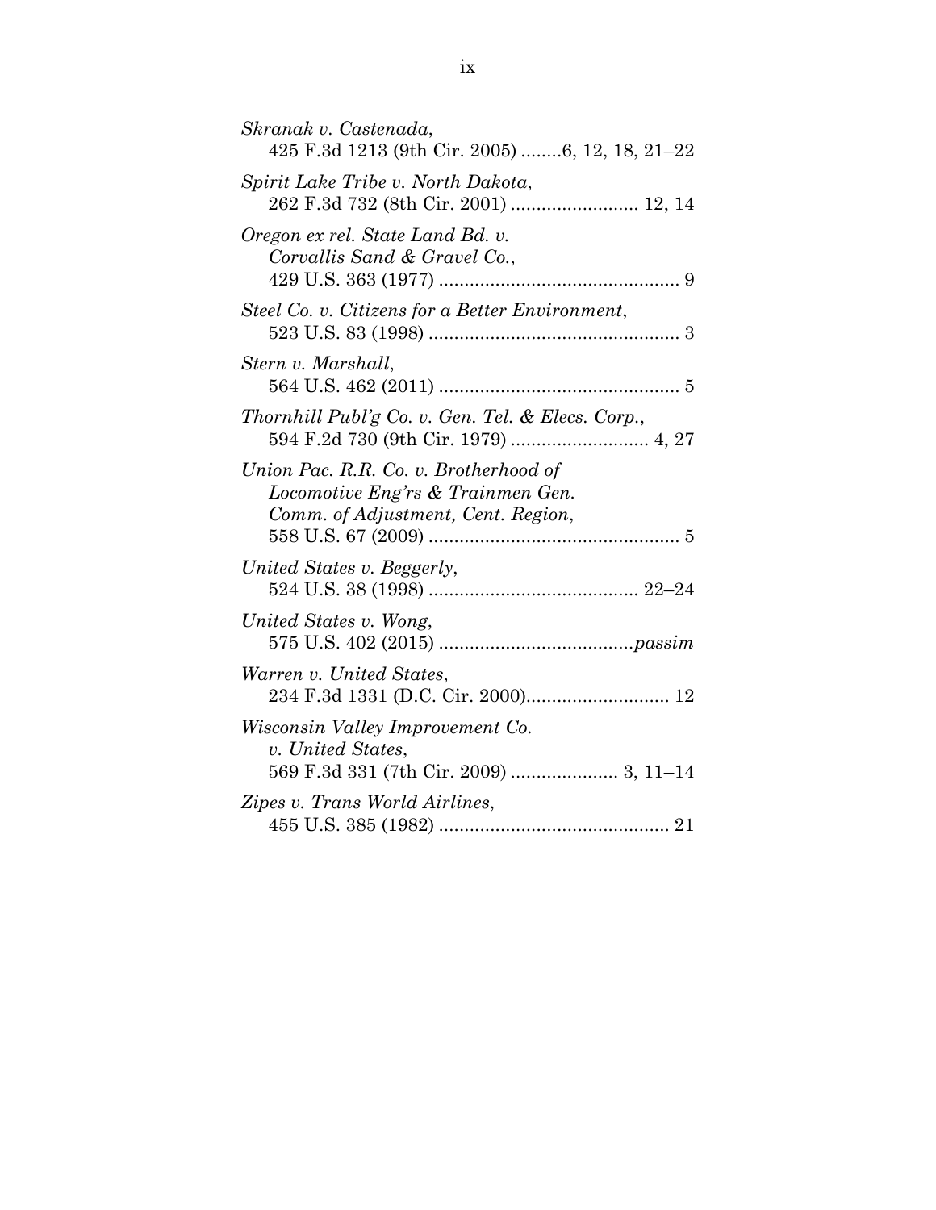*Skranak v. Castenada*,
425 F.3d 1213 (9th Cir. 2005) ........6, 12, 18, 21–22

*Spirit Lake Tribe v. North Dakota*,
262 F.3d 732 (8th Cir. 2001) ......................... 12, 14

*Oregon ex rel. State Land Bd. v. Corvallis Sand & Gravel Co.*,
429 U.S. 363 (1977) ............................................... 9

*Steel Co. v. Citizens for a Better Environment*,
523 U.S. 83 (1998) ................................................. 3

*Stern v. Marshall*,
564 U.S. 462 (2011) ............................................... 5

*Thornhill Publ'g Co. v. Gen. Tel. & Elecs. Corp.*,
594 F.2d 730 (9th Cir. 1979) .......................... 4, 27

*Union Pac. R.R. Co. v. Brotherhood of Locomotive Eng'rs & Trainmen Gen. Comm. of Adjustment, Cent. Region*,
558 U.S. 67 (2009) ................................................. 5

*United States v. Beggerly*,
524 U.S. 38 (1998) ......................................... 22–24

*United States v. Wong*,
575 U.S. 402 (2015) ......................................*passim*

*Warren v. United States*,
234 F.3d 1331 (D.C. Cir. 2000)............................ 12

*Wisconsin Valley Improvement Co. v. United States*,
569 F.3d 331 (7th Cir. 2009) ..................... 3, 11–14

*Zipes v. Trans World Airlines*,
455 U.S. 385 (1982) ............................................. 21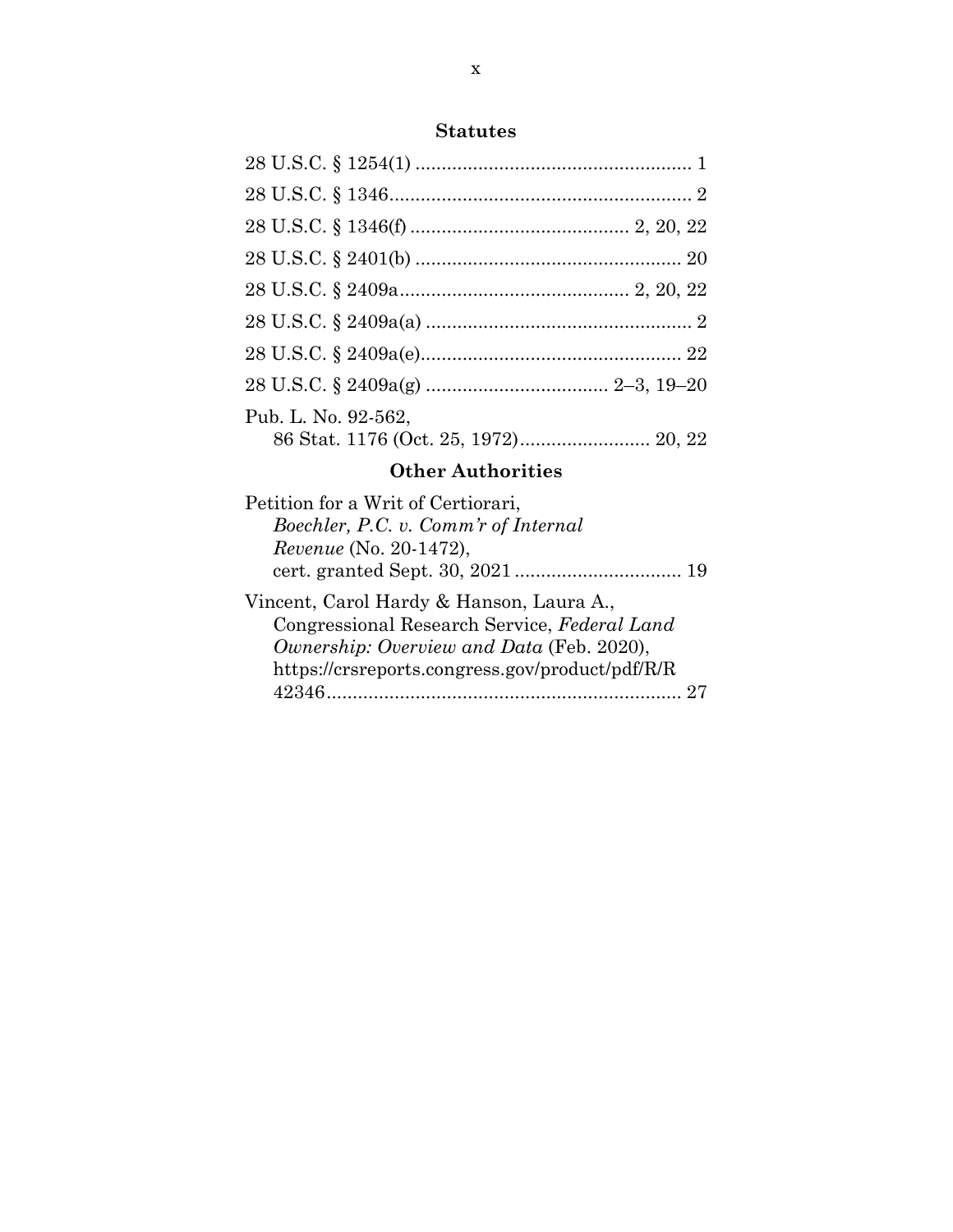## Statutes

28 U.S.C. § 1254(1) .................................................... 1

28 U.S.C. § 1346.......................................................... 2

28 U.S.C. § 1346(f) .......................................... 2, 20, 22

28 U.S.C. § 2401(b) .................................................. 20

28 U.S.C. § 2409a............................................ 2, 20, 22

28 U.S.C. § 2409a(a) .................................................. 2

28 U.S.C. § 2409a(e).................................................. 22

28 U.S.C. § 2409a(g) .................................. 2–3, 19–20

Pub. L. No. 92-562,
86 Stat. 1176 (Oct. 25, 1972)......................... 20, 22

## Other Authorities

Petition for a Writ of Certiorari,
*Boechler, P.C. v. Comm'r of Internal Revenue* (No. 20-1472),
cert. granted Sept. 30, 2021 ................................ 19

Vincent, Carol Hardy & Hanson, Laura A., Congressional Research Service, *Federal Land Ownership: Overview and Data* (Feb. 2020), https://crsreports.congress.gov/product/pdf/R/R42346.................................................................... 27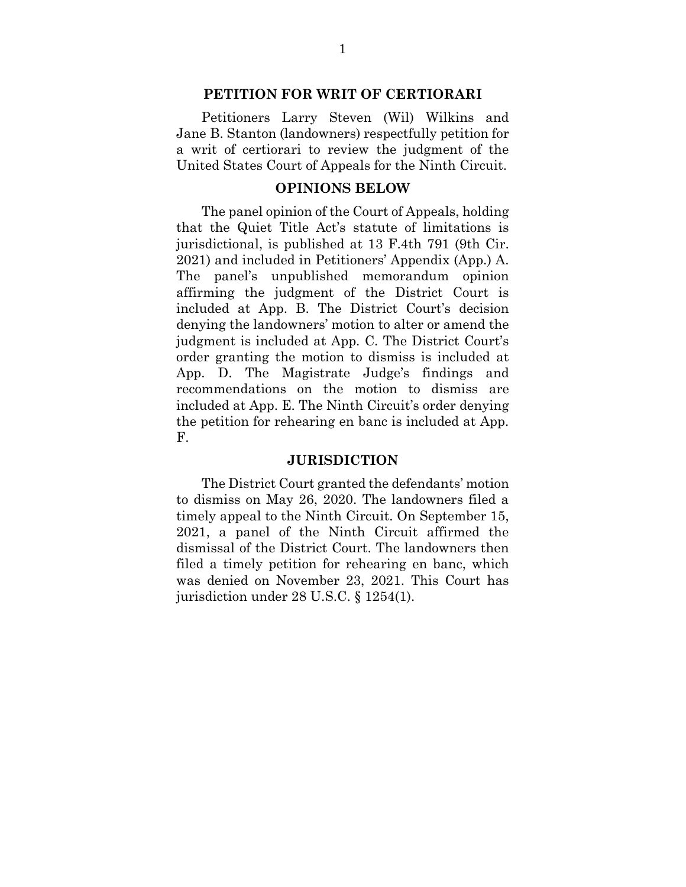## PETITION FOR WRIT OF CERTIORARI

Petitioners Larry Steven (Wil) Wilkins and Jane B. Stanton (landowners) respectfully petition for a writ of certiorari to review the judgment of the United States Court of Appeals for the Ninth Circuit.

## OPINIONS BELOW

The panel opinion of the Court of Appeals, holding that the Quiet Title Act's statute of limitations is jurisdictional, is published at 13 F.4th 791 (9th Cir. 2021) and included in Petitioners' Appendix (App.) A. The panel's unpublished memorandum opinion affirming the judgment of the District Court is included at App. B. The District Court's decision denying the landowners' motion to alter or amend the judgment is included at App. C. The District Court's order granting the motion to dismiss is included at App. D. The Magistrate Judge's findings and recommendations on the motion to dismiss are included at App. E. The Ninth Circuit's order denying the petition for rehearing en banc is included at App. F.

## JURISDICTION

The District Court granted the defendants' motion to dismiss on May 26, 2020. The landowners filed a timely appeal to the Ninth Circuit. On September 15, 2021, a panel of the Ninth Circuit affirmed the dismissal of the District Court. The landowners then filed a timely petition for rehearing en banc, which was denied on November 23, 2021. This Court has jurisdiction under 28 U.S.C. § 1254(1).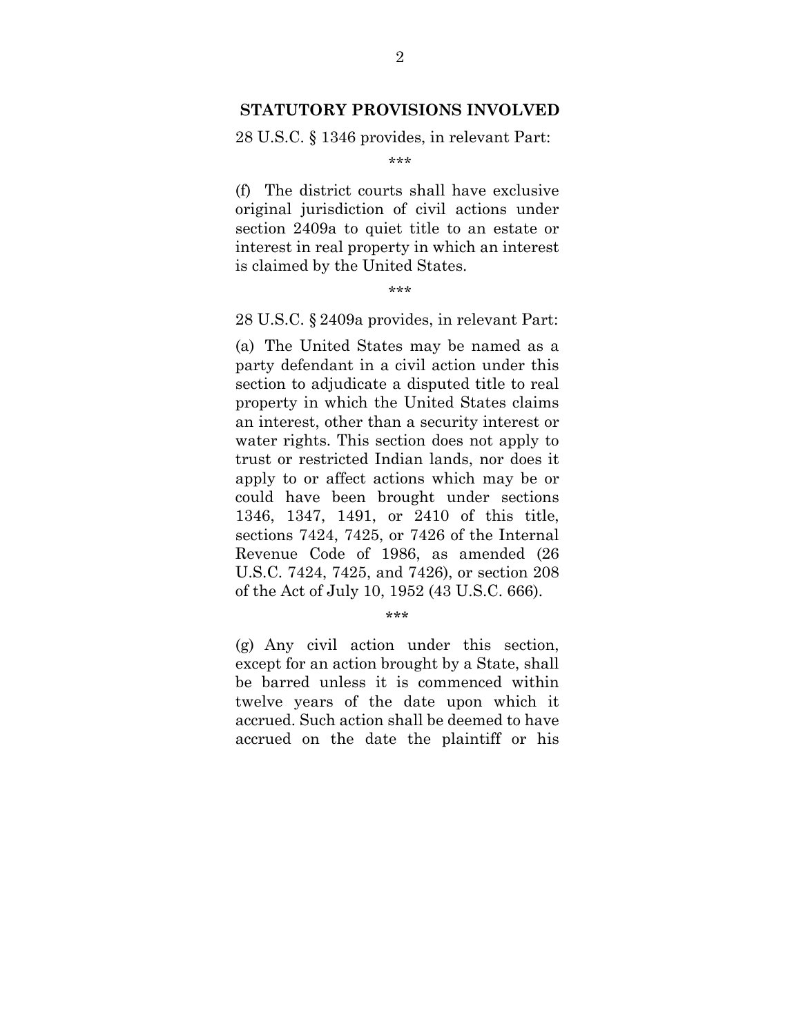## STATUTORY PROVISIONS INVOLVED

28 U.S.C. § 1346 provides, in relevant Part:

***

(f) The district courts shall have exclusive original jurisdiction of civil actions under section 2409a to quiet title to an estate or interest in real property in which an interest is claimed by the United States.

***

28 U.S.C. § 2409a provides, in relevant Part:

(a) The United States may be named as a party defendant in a civil action under this section to adjudicate a disputed title to real property in which the United States claims an interest, other than a security interest or water rights. This section does not apply to trust or restricted Indian lands, nor does it apply to or affect actions which may be or could have been brought under sections 1346, 1347, 1491, or 2410 of this title, sections 7424, 7425, or 7426 of the Internal Revenue Code of 1986, as amended (26 U.S.C. 7424, 7425, and 7426), or section 208 of the Act of July 10, 1952 (43 U.S.C. 666).

***

(g) Any civil action under this section, except for an action brought by a State, shall be barred unless it is commenced within twelve years of the date upon which it accrued. Such action shall be deemed to have accrued on the date the plaintiff or his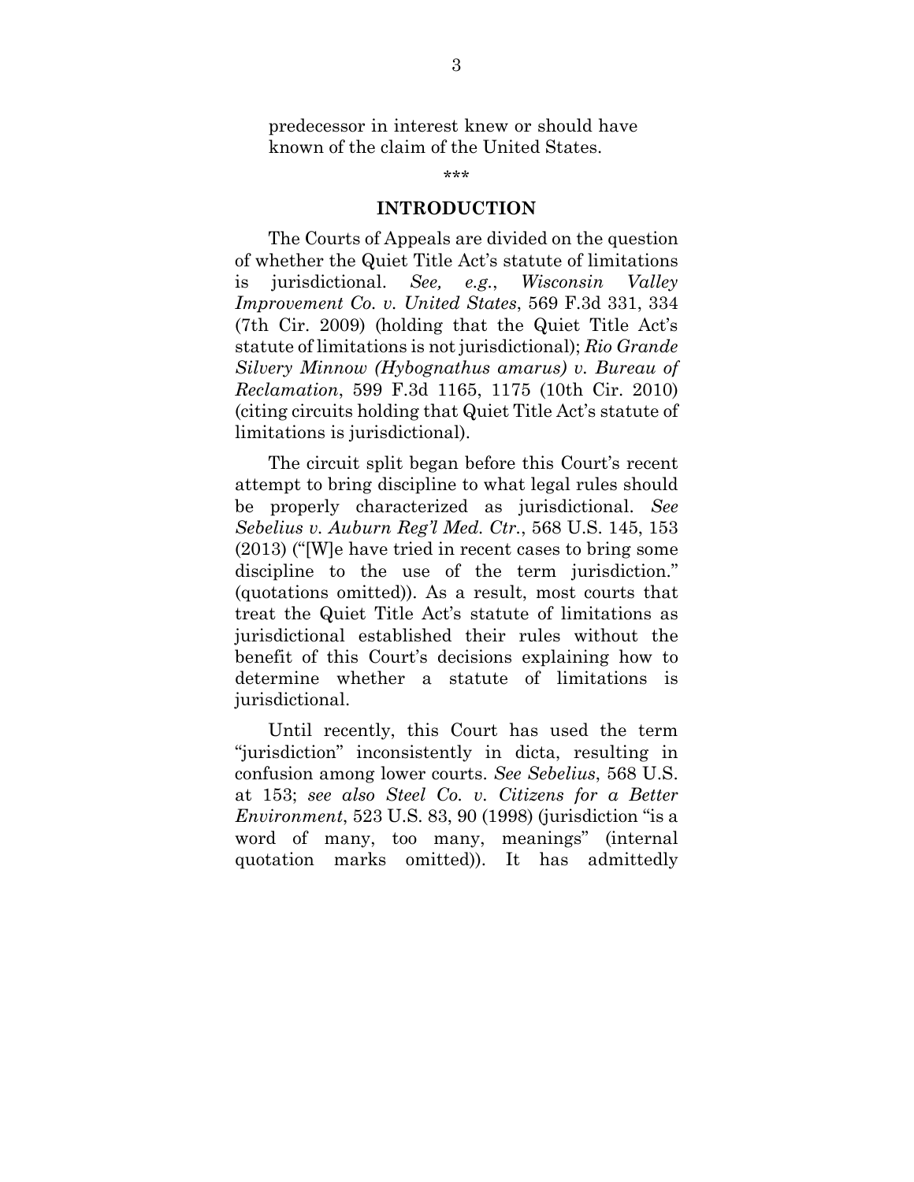predecessor in interest knew or should have known of the claim of the United States.

\*\*\*

## INTRODUCTION

The Courts of Appeals are divided on the question of whether the Quiet Title Act's statute of limitations is jurisdictional. *See, e.g.*, *Wisconsin Valley Improvement Co. v. United States*, 569 F.3d 331, 334 (7th Cir. 2009) (holding that the Quiet Title Act's statute of limitations is not jurisdictional); *Rio Grande Silvery Minnow (Hybognathus amarus) v. Bureau of Reclamation*, 599 F.3d 1165, 1175 (10th Cir. 2010) (citing circuits holding that Quiet Title Act's statute of limitations is jurisdictional).

The circuit split began before this Court's recent attempt to bring discipline to what legal rules should be properly characterized as jurisdictional. *See Sebelius v. Auburn Reg'l Med. Ctr.*, 568 U.S. 145, 153 (2013) ("[W]e have tried in recent cases to bring some discipline to the use of the term jurisdiction." (quotations omitted)). As a result, most courts that treat the Quiet Title Act's statute of limitations as jurisdictional established their rules without the benefit of this Court's decisions explaining how to determine whether a statute of limitations is jurisdictional.

Until recently, this Court has used the term "jurisdiction" inconsistently in dicta, resulting in confusion among lower courts. *See Sebelius*, 568 U.S. at 153; *see also Steel Co. v. Citizens for a Better Environment*, 523 U.S. 83, 90 (1998) (jurisdiction "is a word of many, too many, meanings" (internal quotation marks omitted)). It has admittedly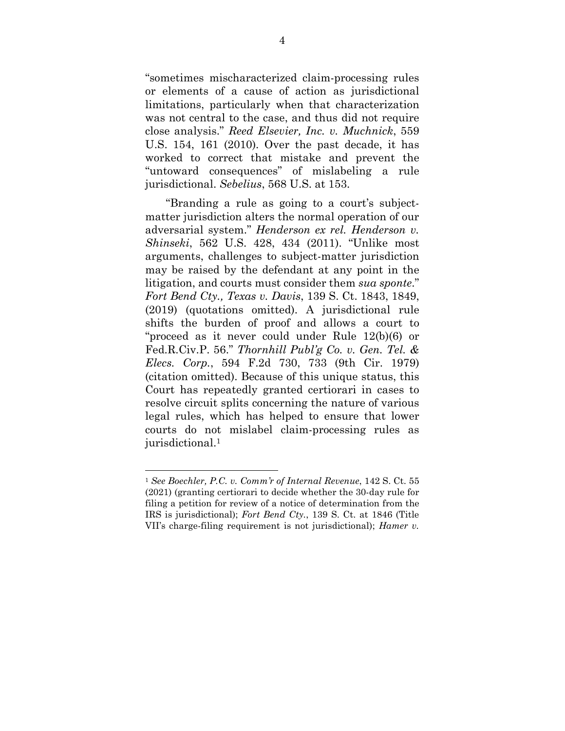"sometimes mischaracterized claim-processing rules or elements of a cause of action as jurisdictional limitations, particularly when that characterization was not central to the case, and thus did not require close analysis." *Reed Elsevier, Inc. v. Muchnick*, 559 U.S. 154, 161 (2010). Over the past decade, it has worked to correct that mistake and prevent the "untoward consequences" of mislabeling a rule jurisdictional. *Sebelius*, 568 U.S. at 153.

"Branding a rule as going to a court's subject-matter jurisdiction alters the normal operation of our adversarial system." *Henderson ex rel. Henderson v. Shinseki*, 562 U.S. 428, 434 (2011). "Unlike most arguments, challenges to subject-matter jurisdiction may be raised by the defendant at any point in the litigation, and courts must consider them *sua sponte*." *Fort Bend Cty., Texas v. Davis*, 139 S. Ct. 1843, 1849, (2019) (quotations omitted). A jurisdictional rule shifts the burden of proof and allows a court to "proceed as it never could under Rule 12(b)(6) or Fed.R.Civ.P. 56." *Thornhill Publ'g Co. v. Gen. Tel. & Elecs. Corp.*, 594 F.2d 730, 733 (9th Cir. 1979) (citation omitted). Because of this unique status, this Court has repeatedly granted certiorari in cases to resolve circuit splits concerning the nature of various legal rules, which has helped to ensure that lower courts do not mislabel claim-processing rules as jurisdictional.[1]

---

[1] *See Boechler, P.C. v. Comm'r of Internal Revenue*, 142 S. Ct. 55 (2021) (granting certiorari to decide whether the 30-day rule for filing a petition for review of a notice of determination from the IRS is jurisdictional); *Fort Bend Cty.*, 139 S. Ct. at 1846 (Title VII's charge-filing requirement is not jurisdictional); *Hamer v.*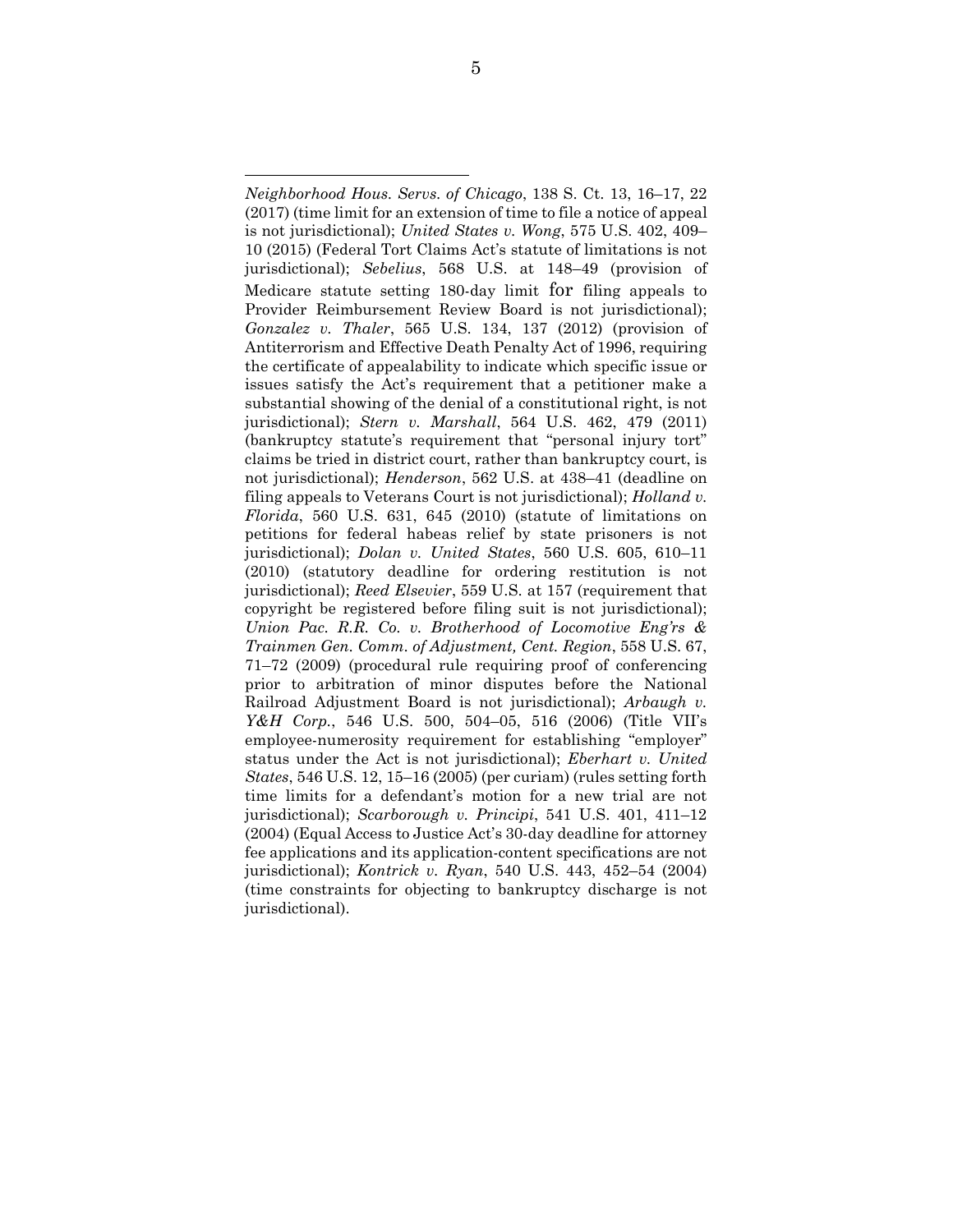*Neighborhood Hous. Servs. of Chicago*, 138 S. Ct. 13, 16–17, 22 (2017) (time limit for an extension of time to file a notice of appeal is not jurisdictional); *United States v. Wong*, 575 U.S. 402, 409–10 (2015) (Federal Tort Claims Act's statute of limitations is not jurisdictional); *Sebelius*, 568 U.S. at 148–49 (provision of Medicare statute setting 180-day limit for filing appeals to Provider Reimbursement Review Board is not jurisdictional); *Gonzalez v. Thaler*, 565 U.S. 134, 137 (2012) (provision of Antiterrorism and Effective Death Penalty Act of 1996, requiring the certificate of appealability to indicate which specific issue or issues satisfy the Act's requirement that a petitioner make a substantial showing of the denial of a constitutional right, is not jurisdictional); *Stern v. Marshall*, 564 U.S. 462, 479 (2011) (bankruptcy statute's requirement that "personal injury tort" claims be tried in district court, rather than bankruptcy court, is not jurisdictional); *Henderson*, 562 U.S. at 438–41 (deadline on filing appeals to Veterans Court is not jurisdictional); *Holland v. Florida*, 560 U.S. 631, 645 (2010) (statute of limitations on petitions for federal habeas relief by state prisoners is not jurisdictional); *Dolan v. United States*, 560 U.S. 605, 610–11 (2010) (statutory deadline for ordering restitution is not jurisdictional); *Reed Elsevier*, 559 U.S. at 157 (requirement that copyright be registered before filing suit is not jurisdictional); *Union Pac. R.R. Co. v. Brotherhood of Locomotive Eng'rs & Trainmen Gen. Comm. of Adjustment, Cent. Region*, 558 U.S. 67, 71–72 (2009) (procedural rule requiring proof of conferencing prior to arbitration of minor disputes before the National Railroad Adjustment Board is not jurisdictional); *Arbaugh v. Y&H Corp.*, 546 U.S. 500, 504–05, 516 (2006) (Title VII's employee-numerosity requirement for establishing "employer" status under the Act is not jurisdictional); *Eberhart v. United States*, 546 U.S. 12, 15–16 (2005) (per curiam) (rules setting forth time limits for a defendant's motion for a new trial are not jurisdictional); *Scarborough v. Principi*, 541 U.S. 401, 411–12 (2004) (Equal Access to Justice Act's 30-day deadline for attorney fee applications and its application-content specifications are not jurisdictional); *Kontrick v. Ryan*, 540 U.S. 443, 452–54 (2004) (time constraints for objecting to bankruptcy discharge is not jurisdictional).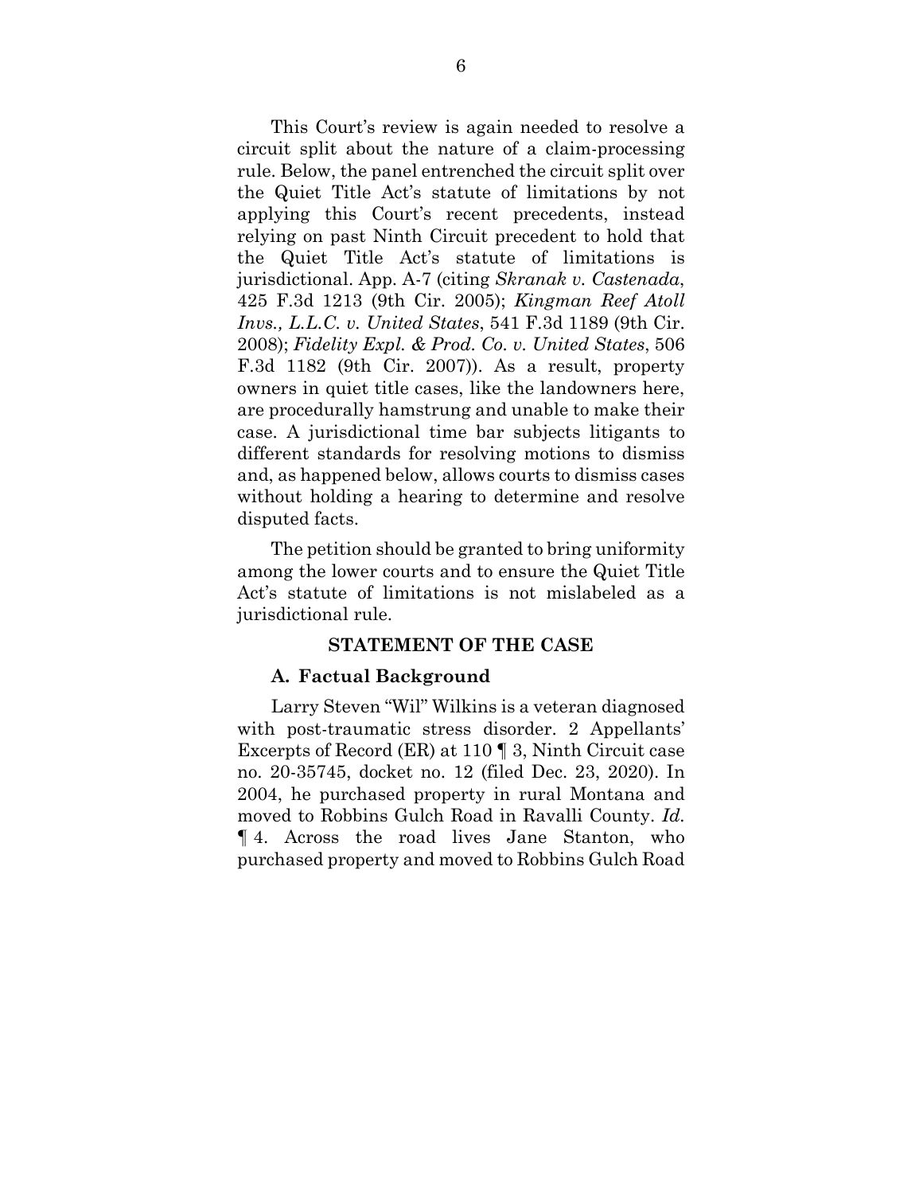This Court's review is again needed to resolve a circuit split about the nature of a claim-processing rule. Below, the panel entrenched the circuit split over the Quiet Title Act's statute of limitations by not applying this Court's recent precedents, instead relying on past Ninth Circuit precedent to hold that the Quiet Title Act's statute of limitations is jurisdictional. App. A-7 (citing *Skranak v. Castenada*, 425 F.3d 1213 (9th Cir. 2005); *Kingman Reef Atoll Invs., L.L.C. v. United States*, 541 F.3d 1189 (9th Cir. 2008); *Fidelity Expl. & Prod. Co. v. United States*, 506 F.3d 1182 (9th Cir. 2007)). As a result, property owners in quiet title cases, like the landowners here, are procedurally hamstrung and unable to make their case. A jurisdictional time bar subjects litigants to different standards for resolving motions to dismiss and, as happened below, allows courts to dismiss cases without holding a hearing to determine and resolve disputed facts.

The petition should be granted to bring uniformity among the lower courts and to ensure the Quiet Title Act's statute of limitations is not mislabeled as a jurisdictional rule.

## STATEMENT OF THE CASE

### A. Factual Background

Larry Steven "Wil" Wilkins is a veteran diagnosed with post-traumatic stress disorder. 2 Appellants' Excerpts of Record (ER) at 110 ¶ 3, Ninth Circuit case no. 20-35745, docket no. 12 (filed Dec. 23, 2020). In 2004, he purchased property in rural Montana and moved to Robbins Gulch Road in Ravalli County. *Id.* ¶ 4. Across the road lives Jane Stanton, who purchased property and moved to Robbins Gulch Road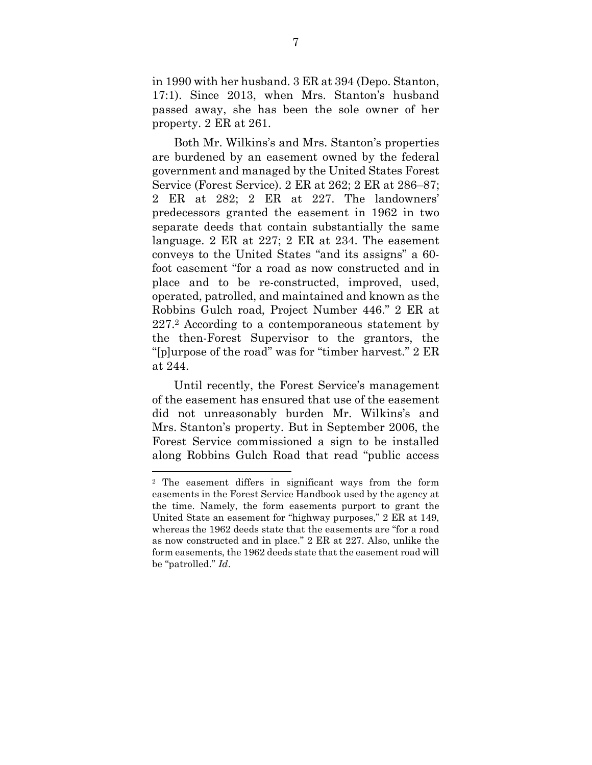in 1990 with her husband. 3 ER at 394 (Depo. Stanton, 17:1). Since 2013, when Mrs. Stanton's husband passed away, she has been the sole owner of her property. 2 ER at 261.

Both Mr. Wilkins's and Mrs. Stanton's properties are burdened by an easement owned by the federal government and managed by the United States Forest Service (Forest Service). 2 ER at 262; 2 ER at 286–87; 2 ER at 282; 2 ER at 227. The landowners' predecessors granted the easement in 1962 in two separate deeds that contain substantially the same language. 2 ER at 227; 2 ER at 234. The easement conveys to the United States "and its assigns" a 60-foot easement "for a road as now constructed and in place and to be re-constructed, improved, used, operated, patrolled, and maintained and known as the Robbins Gulch road, Project Number 446." 2 ER at 227.[2] According to a contemporaneous statement by the then-Forest Supervisor to the grantors, the "[p]urpose of the road" was for "timber harvest." 2 ER at 244.

Until recently, the Forest Service's management of the easement has ensured that use of the easement did not unreasonably burden Mr. Wilkins's and Mrs. Stanton's property. But in September 2006, the Forest Service commissioned a sign to be installed along Robbins Gulch Road that read "public access

---

[2] The easement differs in significant ways from the form easements in the Forest Service Handbook used by the agency at the time. Namely, the form easements purport to grant the United State an easement for "highway purposes," 2 ER at 149, whereas the 1962 deeds state that the easements are "for a road as now constructed and in place." 2 ER at 227. Also, unlike the form easements, the 1962 deeds state that the easement road will be "patrolled." *Id*.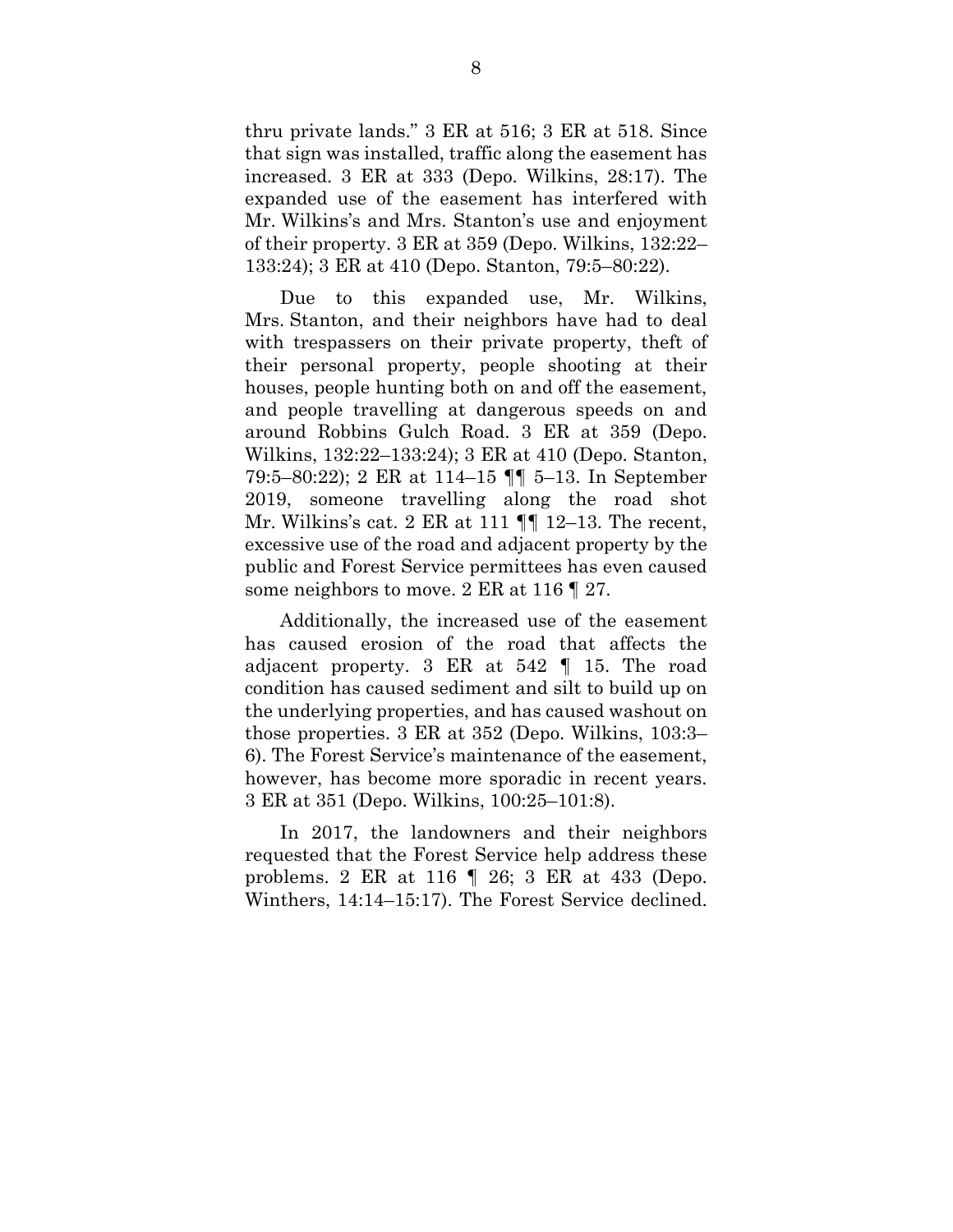thru private lands." 3 ER at 516; 3 ER at 518. Since that sign was installed, traffic along the easement has increased. 3 ER at 333 (Depo. Wilkins, 28:17). The expanded use of the easement has interfered with Mr. Wilkins's and Mrs. Stanton's use and enjoyment of their property. 3 ER at 359 (Depo. Wilkins, 132:22–133:24); 3 ER at 410 (Depo. Stanton, 79:5–80:22).

Due to this expanded use, Mr. Wilkins, Mrs. Stanton, and their neighbors have had to deal with trespassers on their private property, theft of their personal property, people shooting at their houses, people hunting both on and off the easement, and people travelling at dangerous speeds on and around Robbins Gulch Road. 3 ER at 359 (Depo. Wilkins, 132:22–133:24); 3 ER at 410 (Depo. Stanton, 79:5–80:22); 2 ER at 114–15 ¶¶ 5–13. In September 2019, someone travelling along the road shot Mr. Wilkins's cat. 2 ER at 111 ¶¶ 12–13. The recent, excessive use of the road and adjacent property by the public and Forest Service permittees has even caused some neighbors to move. 2 ER at 116 ¶ 27.

Additionally, the increased use of the easement has caused erosion of the road that affects the adjacent property. 3 ER at 542 ¶ 15. The road condition has caused sediment and silt to build up on the underlying properties, and has caused washout on those properties. 3 ER at 352 (Depo. Wilkins, 103:3–6). The Forest Service's maintenance of the easement, however, has become more sporadic in recent years. 3 ER at 351 (Depo. Wilkins, 100:25–101:8).

In 2017, the landowners and their neighbors requested that the Forest Service help address these problems. 2 ER at 116 ¶ 26; 3 ER at 433 (Depo. Winthers, 14:14–15:17). The Forest Service declined.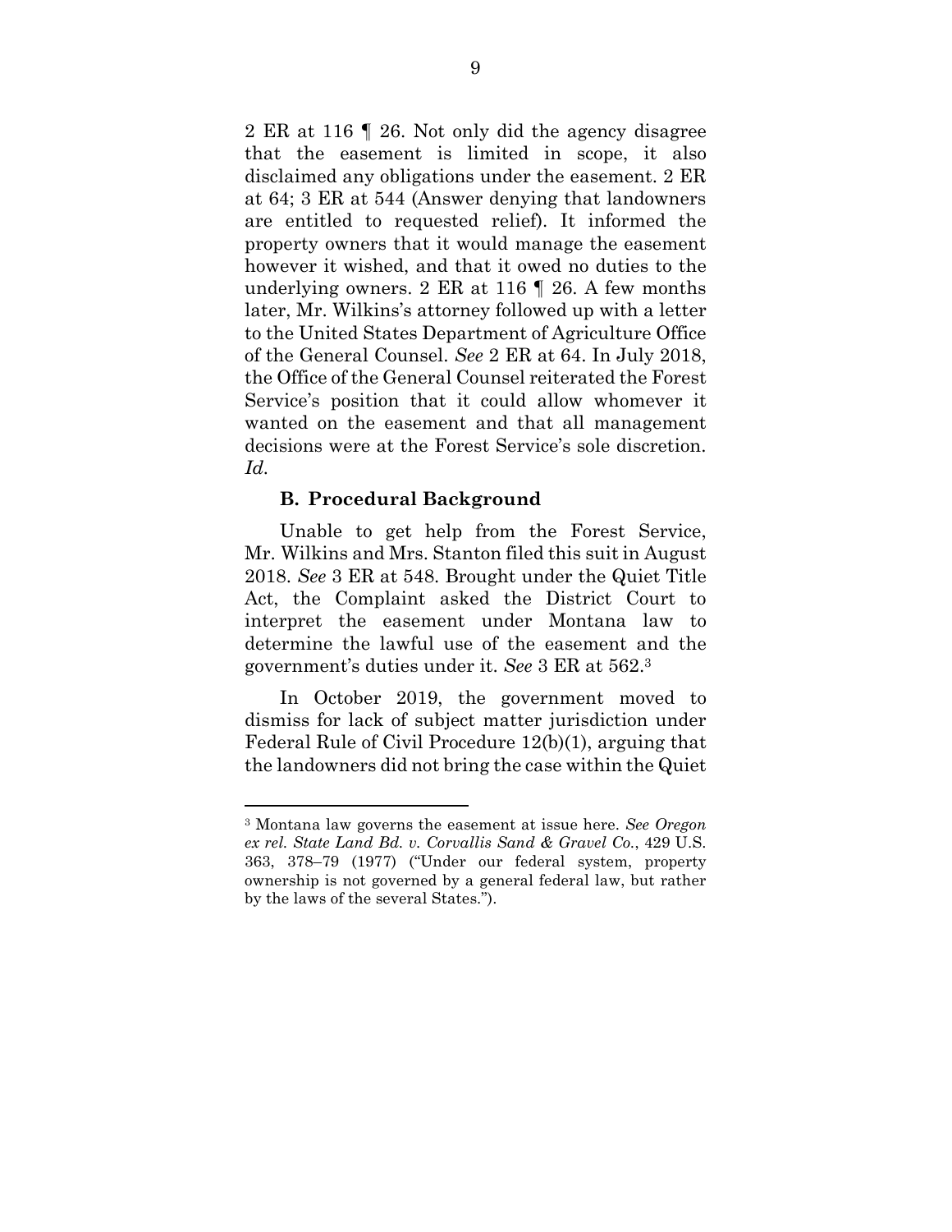2 ER at 116 ¶ 26. Not only did the agency disagree that the easement is limited in scope, it also disclaimed any obligations under the easement. 2 ER at 64; 3 ER at 544 (Answer denying that landowners are entitled to requested relief). It informed the property owners that it would manage the easement however it wished, and that it owed no duties to the underlying owners. 2 ER at 116 ¶ 26. A few months later, Mr. Wilkins's attorney followed up with a letter to the United States Department of Agriculture Office of the General Counsel. *See* 2 ER at 64. In July 2018, the Office of the General Counsel reiterated the Forest Service's position that it could allow whomever it wanted on the easement and that all management decisions were at the Forest Service's sole discretion. *Id*.

### B. Procedural Background

Unable to get help from the Forest Service, Mr. Wilkins and Mrs. Stanton filed this suit in August 2018. *See* 3 ER at 548. Brought under the Quiet Title Act, the Complaint asked the District Court to interpret the easement under Montana law to determine the lawful use of the easement and the government's duties under it. *See* 3 ER at 562.[3]

In October 2019, the government moved to dismiss for lack of subject matter jurisdiction under Federal Rule of Civil Procedure 12(b)(1), arguing that the landowners did not bring the case within the Quiet

---

[3] Montana law governs the easement at issue here. *See Oregon ex rel. State Land Bd. v. Corvallis Sand & Gravel Co.*, 429 U.S. 363, 378–79 (1977) ("Under our federal system, property ownership is not governed by a general federal law, but rather by the laws of the several States.").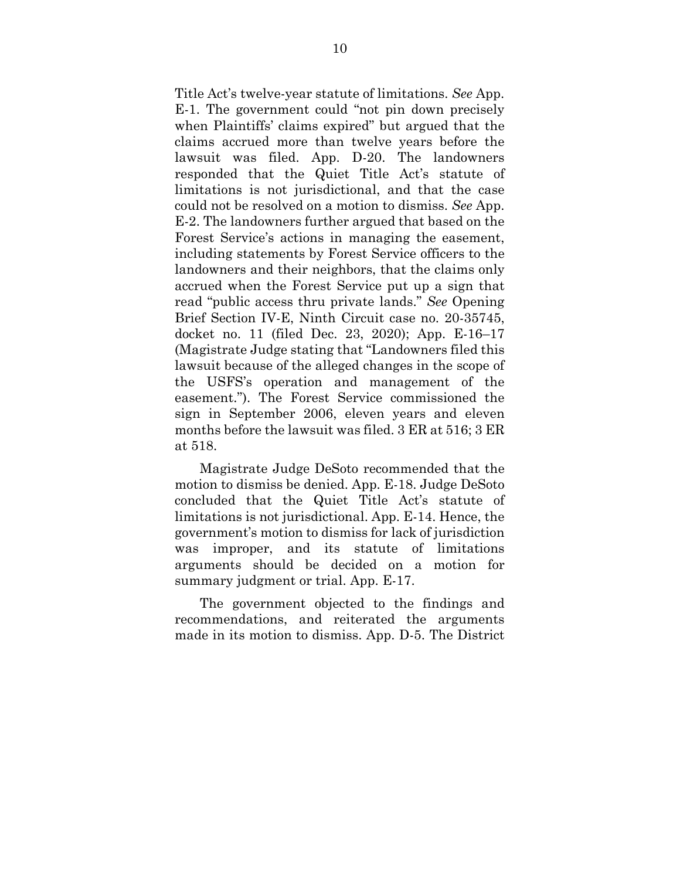Title Act's twelve-year statute of limitations. *See* App. E-1. The government could "not pin down precisely when Plaintiffs' claims expired" but argued that the claims accrued more than twelve years before the lawsuit was filed. App. D-20. The landowners responded that the Quiet Title Act's statute of limitations is not jurisdictional, and that the case could not be resolved on a motion to dismiss. *See* App. E-2. The landowners further argued that based on the Forest Service's actions in managing the easement, including statements by Forest Service officers to the landowners and their neighbors, that the claims only accrued when the Forest Service put up a sign that read "public access thru private lands." *See* Opening Brief Section IV-E, Ninth Circuit case no. 20-35745, docket no. 11 (filed Dec. 23, 2020); App. E-16–17 (Magistrate Judge stating that "Landowners filed this lawsuit because of the alleged changes in the scope of the USFS's operation and management of the easement."). The Forest Service commissioned the sign in September 2006, eleven years and eleven months before the lawsuit was filed. 3 ER at 516; 3 ER at 518.

Magistrate Judge DeSoto recommended that the motion to dismiss be denied. App. E-18. Judge DeSoto concluded that the Quiet Title Act's statute of limitations is not jurisdictional. App. E-14. Hence, the government's motion to dismiss for lack of jurisdiction was improper, and its statute of limitations arguments should be decided on a motion for summary judgment or trial. App. E-17.

The government objected to the findings and recommendations, and reiterated the arguments made in its motion to dismiss. App. D-5. The District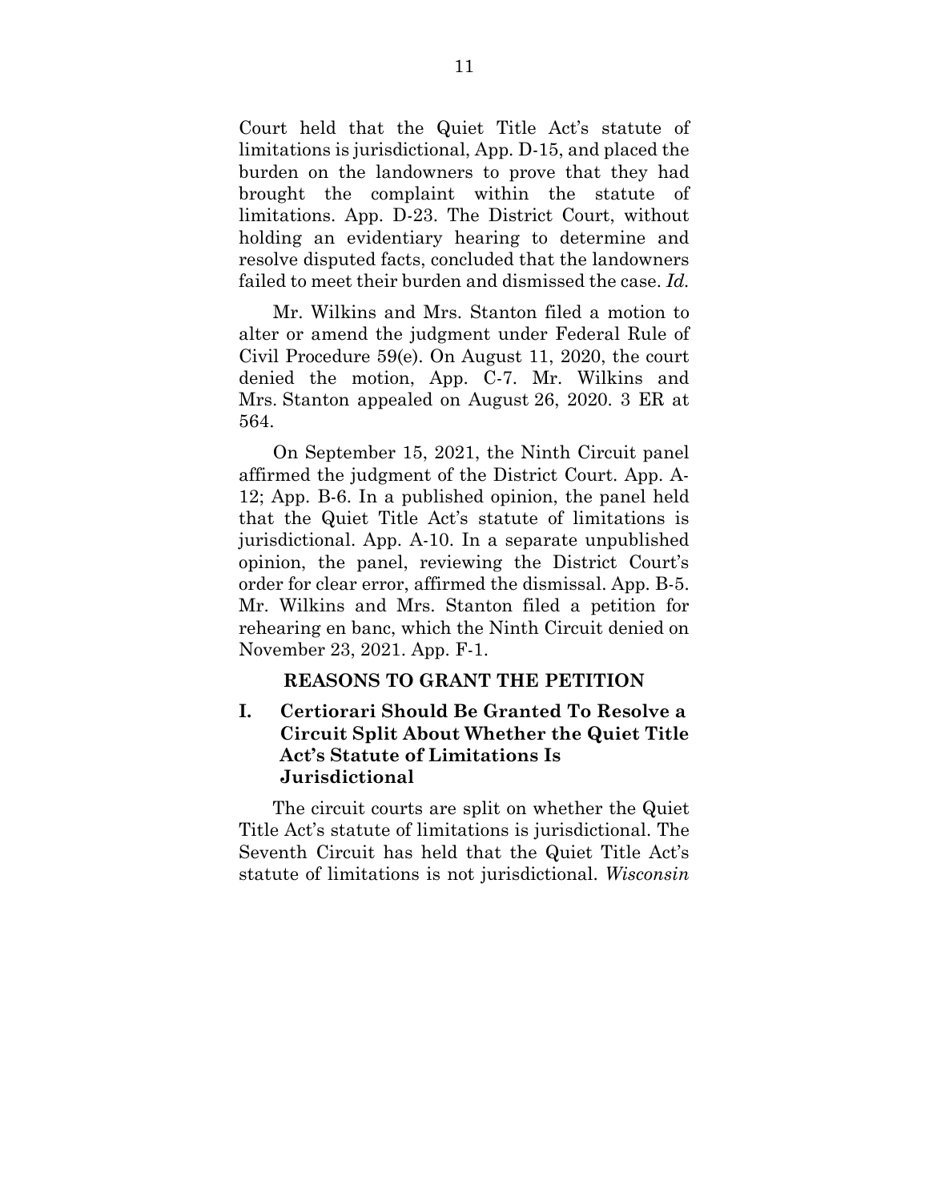Court held that the Quiet Title Act's statute of limitations is jurisdictional, App. D-15, and placed the burden on the landowners to prove that they had brought the complaint within the statute of limitations. App. D-23. The District Court, without holding an evidentiary hearing to determine and resolve disputed facts, concluded that the landowners failed to meet their burden and dismissed the case. *Id.*

Mr. Wilkins and Mrs. Stanton filed a motion to alter or amend the judgment under Federal Rule of Civil Procedure 59(e). On August 11, 2020, the court denied the motion, App. C-7. Mr. Wilkins and Mrs. Stanton appealed on August 26, 2020. 3 ER at 564.

On September 15, 2021, the Ninth Circuit panel affirmed the judgment of the District Court. App. A-12; App. B-6. In a published opinion, the panel held that the Quiet Title Act's statute of limitations is jurisdictional. App. A-10. In a separate unpublished opinion, the panel, reviewing the District Court's order for clear error, affirmed the dismissal. App. B-5. Mr. Wilkins and Mrs. Stanton filed a petition for rehearing en banc, which the Ninth Circuit denied on November 23, 2021. App. F-1.

## REASONS TO GRANT THE PETITION

### I. Certiorari Should Be Granted To Resolve a Circuit Split About Whether the Quiet Title Act's Statute of Limitations Is Jurisdictional

The circuit courts are split on whether the Quiet Title Act's statute of limitations is jurisdictional. The Seventh Circuit has held that the Quiet Title Act's statute of limitations is not jurisdictional. *Wisconsin*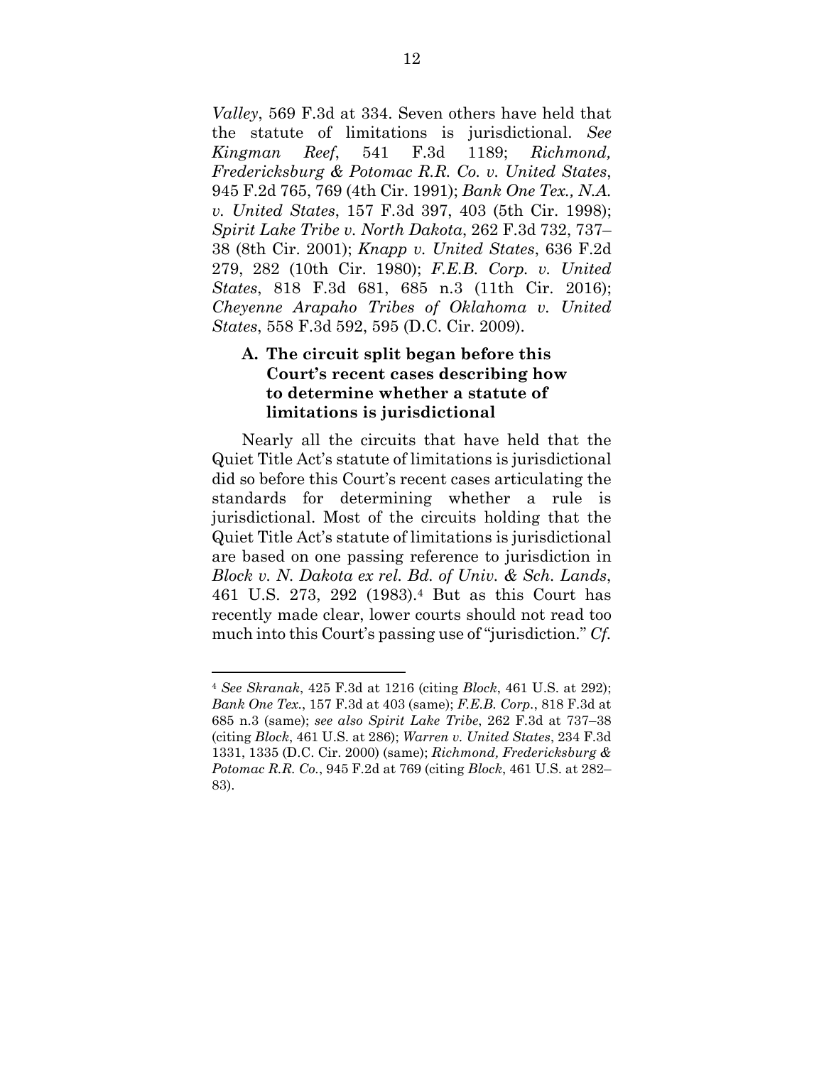*Valley*, 569 F.3d at 334. Seven others have held that the statute of limitations is jurisdictional. *See Kingman Reef*, 541 F.3d 1189; *Richmond, Fredericksburg & Potomac R.R. Co. v. United States*, 945 F.2d 765, 769 (4th Cir. 1991); *Bank One Tex., N.A. v. United States*, 157 F.3d 397, 403 (5th Cir. 1998); *Spirit Lake Tribe v. North Dakota*, 262 F.3d 732, 737–38 (8th Cir. 2001); *Knapp v. United States*, 636 F.2d 279, 282 (10th Cir. 1980); *F.E.B. Corp. v. United States*, 818 F.3d 681, 685 n.3 (11th Cir. 2016); *Cheyenne Arapaho Tribes of Oklahoma v. United States*, 558 F.3d 592, 595 (D.C. Cir. 2009).

### A. The circuit split began before this Court's recent cases describing how to determine whether a statute of limitations is jurisdictional

Nearly all the circuits that have held that the Quiet Title Act's statute of limitations is jurisdictional did so before this Court's recent cases articulating the standards for determining whether a rule is jurisdictional. Most of the circuits holding that the Quiet Title Act's statute of limitations is jurisdictional are based on one passing reference to jurisdiction in *Block v. N. Dakota ex rel. Bd. of Univ. & Sch. Lands*, 461 U.S. 273, 292 (1983).[4] But as this Court has recently made clear, lower courts should not read too much into this Court's passing use of "jurisdiction." *Cf.*

---

[4] *See Skranak*, 425 F.3d at 1216 (citing *Block*, 461 U.S. at 292); *Bank One Tex.*, 157 F.3d at 403 (same); *F.E.B. Corp.*, 818 F.3d at 685 n.3 (same); *see also Spirit Lake Tribe*, 262 F.3d at 737–38 (citing *Block*, 461 U.S. at 286); *Warren v. United States*, 234 F.3d 1331, 1335 (D.C. Cir. 2000) (same); *Richmond, Fredericksburg & Potomac R.R. Co.*, 945 F.2d at 769 (citing *Block*, 461 U.S. at 282–83).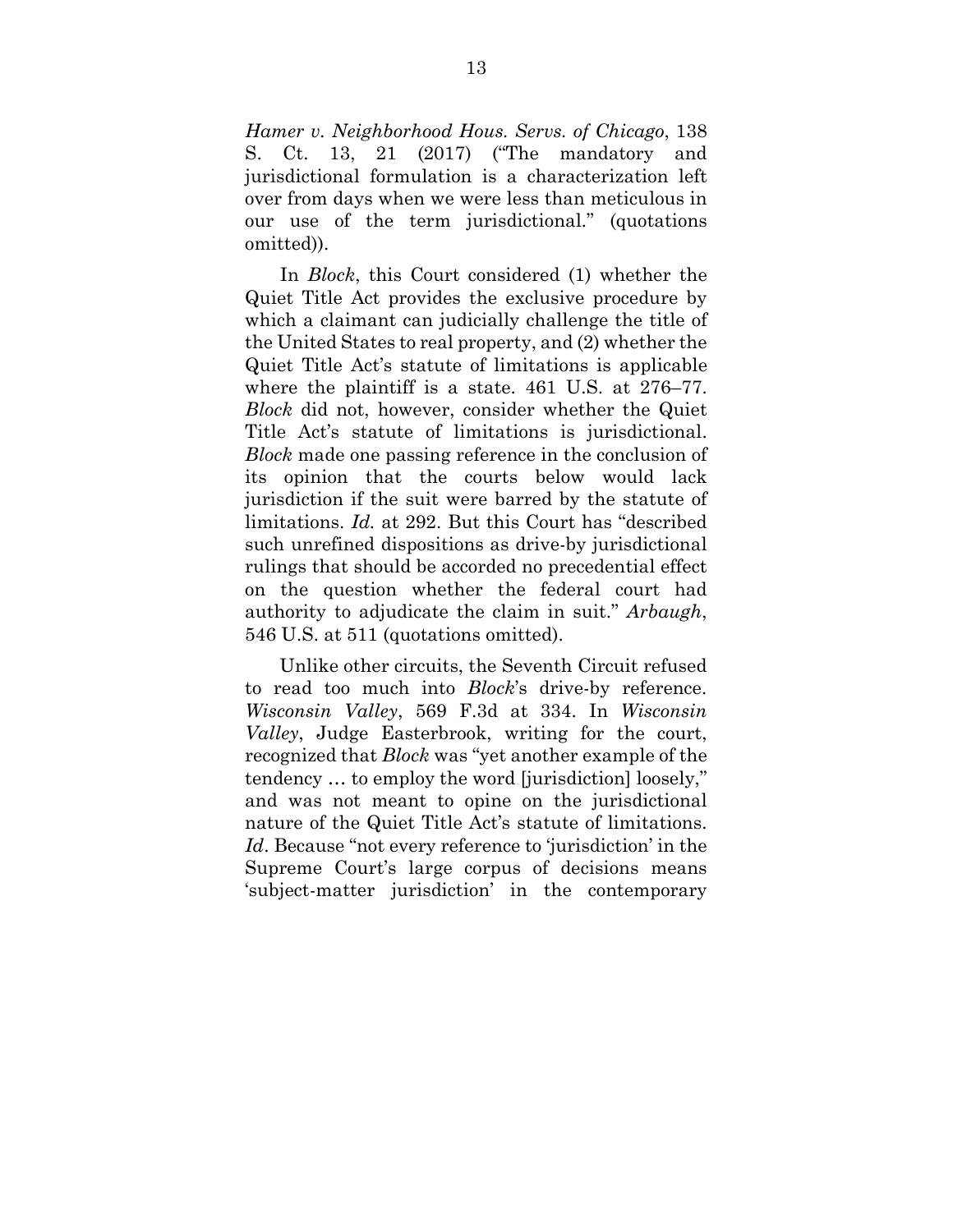*Hamer v. Neighborhood Hous. Servs. of Chicago*, 138 S. Ct. 13, 21 (2017) ("The mandatory and jurisdictional formulation is a characterization left over from days when we were less than meticulous in our use of the term jurisdictional." (quotations omitted)).

In *Block*, this Court considered (1) whether the Quiet Title Act provides the exclusive procedure by which a claimant can judicially challenge the title of the United States to real property, and (2) whether the Quiet Title Act's statute of limitations is applicable where the plaintiff is a state. 461 U.S. at 276–77. *Block* did not, however, consider whether the Quiet Title Act's statute of limitations is jurisdictional. *Block* made one passing reference in the conclusion of its opinion that the courts below would lack jurisdiction if the suit were barred by the statute of limitations. *Id.* at 292. But this Court has "described such unrefined dispositions as drive-by jurisdictional rulings that should be accorded no precedential effect on the question whether the federal court had authority to adjudicate the claim in suit." *Arbaugh*, 546 U.S. at 511 (quotations omitted).

Unlike other circuits, the Seventh Circuit refused to read too much into *Block*'s drive-by reference. *Wisconsin Valley*, 569 F.3d at 334. In *Wisconsin Valley*, Judge Easterbrook, writing for the court, recognized that *Block* was "yet another example of the tendency … to employ the word [jurisdiction] loosely," and was not meant to opine on the jurisdictional nature of the Quiet Title Act's statute of limitations. *Id*. Because "not every reference to 'jurisdiction' in the Supreme Court's large corpus of decisions means 'subject-matter jurisdiction' in the contemporary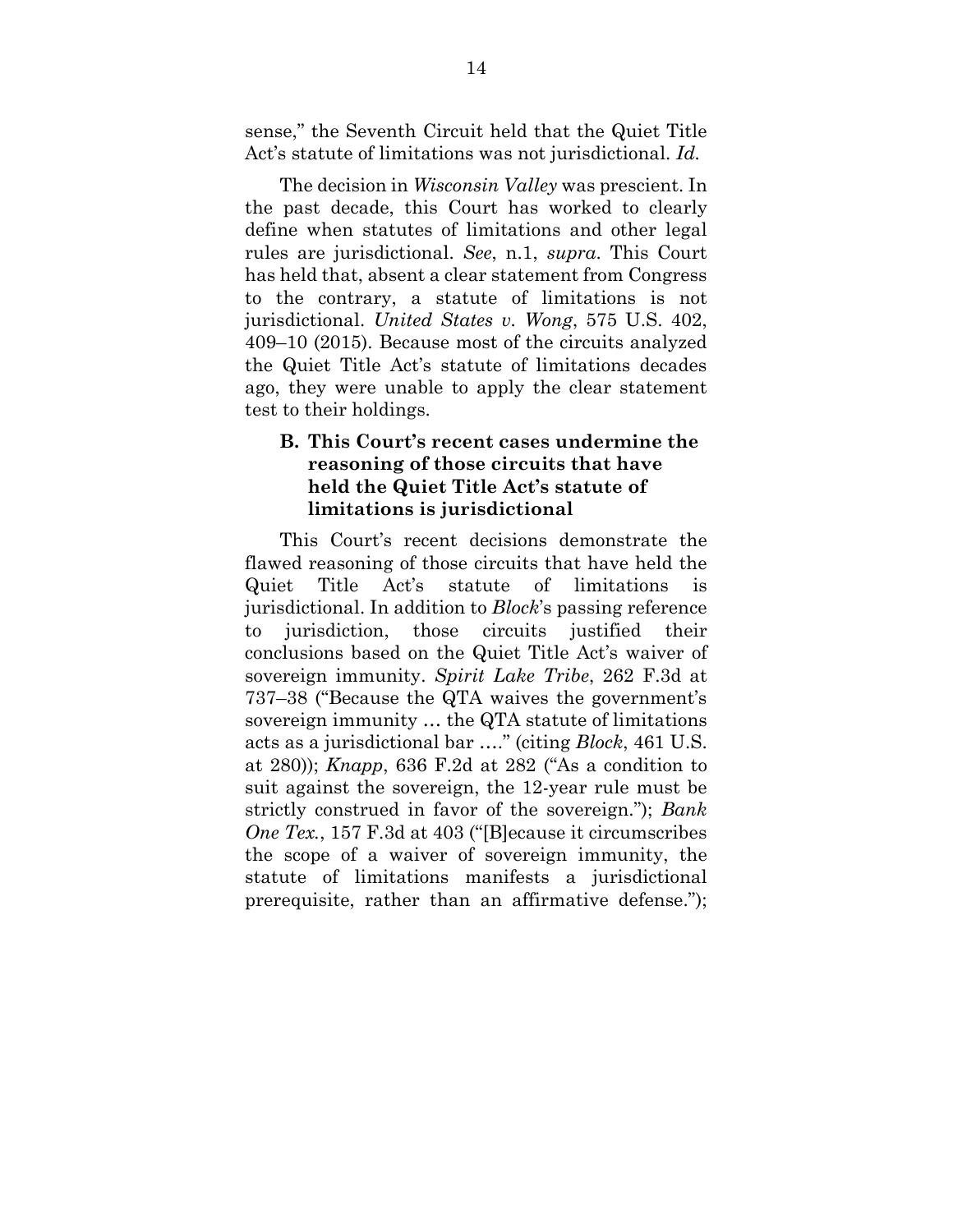sense," the Seventh Circuit held that the Quiet Title Act's statute of limitations was not jurisdictional. *Id.*

The decision in *Wisconsin Valley* was prescient. In the past decade, this Court has worked to clearly define when statutes of limitations and other legal rules are jurisdictional. *See*, n.1, *supra*. This Court has held that, absent a clear statement from Congress to the contrary, a statute of limitations is not jurisdictional. *United States v. Wong*, 575 U.S. 402, 409–10 (2015). Because most of the circuits analyzed the Quiet Title Act's statute of limitations decades ago, they were unable to apply the clear statement test to their holdings.

### B. This Court's recent cases undermine the reasoning of those circuits that have held the Quiet Title Act's statute of limitations is jurisdictional

This Court's recent decisions demonstrate the flawed reasoning of those circuits that have held the Quiet Title Act's statute of limitations is jurisdictional. In addition to *Block*'s passing reference to jurisdiction, those circuits justified their conclusions based on the Quiet Title Act's waiver of sovereign immunity. *Spirit Lake Tribe*, 262 F.3d at 737–38 ("Because the QTA waives the government's sovereign immunity … the QTA statute of limitations acts as a jurisdictional bar …." (citing *Block*, 461 U.S. at 280)); *Knapp*, 636 F.2d at 282 ("As a condition to suit against the sovereign, the 12-year rule must be strictly construed in favor of the sovereign."); *Bank One Tex.*, 157 F.3d at 403 ("[B]ecause it circumscribes the scope of a waiver of sovereign immunity, the statute of limitations manifests a jurisdictional prerequisite, rather than an affirmative defense.");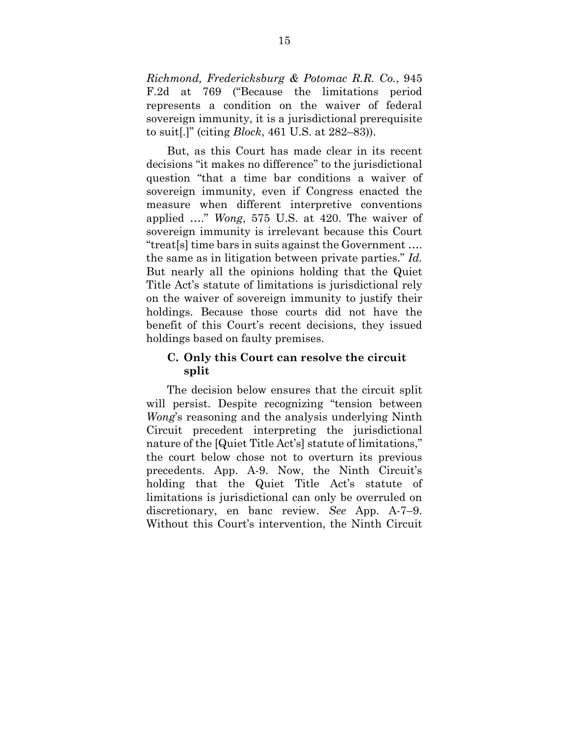*Richmond, Fredericksburg & Potomac R.R. Co.*, 945 F.2d at 769 ("Because the limitations period represents a condition on the waiver of federal sovereign immunity, it is a jurisdictional prerequisite to suit[.]" (citing *Block*, 461 U.S. at 282–83)).

But, as this Court has made clear in its recent decisions "it makes no difference" to the jurisdictional question "that a time bar conditions a waiver of sovereign immunity, even if Congress enacted the measure when different interpretive conventions applied …." *Wong*, 575 U.S. at 420. The waiver of sovereign immunity is irrelevant because this Court "treat[s] time bars in suits against the Government …. the same as in litigation between private parties." *Id.* But nearly all the opinions holding that the Quiet Title Act's statute of limitations is jurisdictional rely on the waiver of sovereign immunity to justify their holdings. Because those courts did not have the benefit of this Court's recent decisions, they issued holdings based on faulty premises.

### C. Only this Court can resolve the circuit split

The decision below ensures that the circuit split will persist. Despite recognizing "tension between *Wong*'s reasoning and the analysis underlying Ninth Circuit precedent interpreting the jurisdictional nature of the [Quiet Title Act's] statute of limitations," the court below chose not to overturn its previous precedents. App. A-9. Now, the Ninth Circuit's holding that the Quiet Title Act's statute of limitations is jurisdictional can only be overruled on discretionary, en banc review. *See* App. A-7–9. Without this Court's intervention, the Ninth Circuit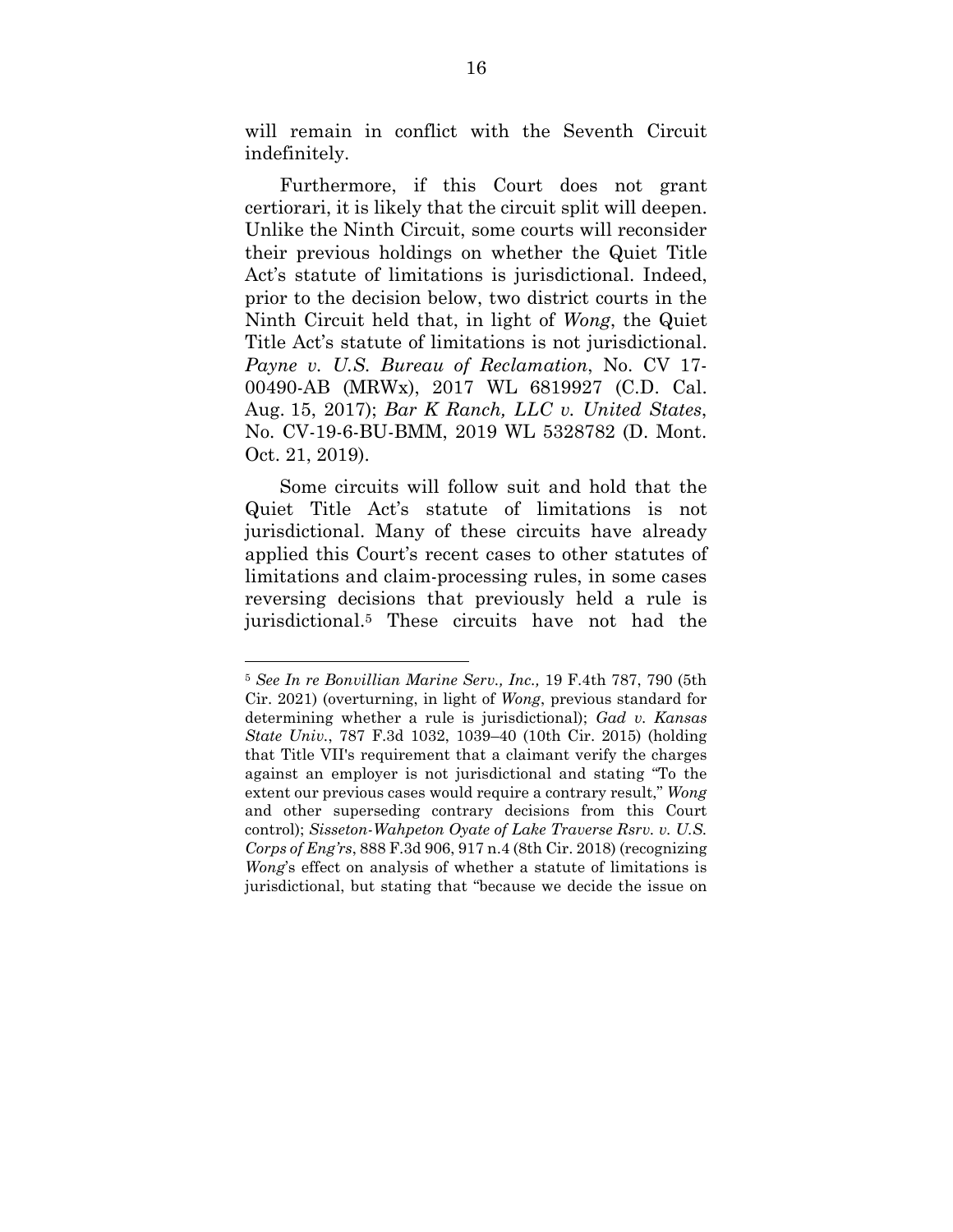will remain in conflict with the Seventh Circuit indefinitely.

Furthermore, if this Court does not grant certiorari, it is likely that the circuit split will deepen. Unlike the Ninth Circuit, some courts will reconsider their previous holdings on whether the Quiet Title Act's statute of limitations is jurisdictional. Indeed, prior to the decision below, two district courts in the Ninth Circuit held that, in light of *Wong*, the Quiet Title Act's statute of limitations is not jurisdictional. *Payne v. U.S. Bureau of Reclamation*, No. CV 17-00490-AB (MRWx), 2017 WL 6819927 (C.D. Cal. Aug. 15, 2017); *Bar K Ranch, LLC v. United States*, No. CV-19-6-BU-BMM, 2019 WL 5328782 (D. Mont. Oct. 21, 2019).

Some circuits will follow suit and hold that the Quiet Title Act's statute of limitations is not jurisdictional. Many of these circuits have already applied this Court's recent cases to other statutes of limitations and claim-processing rules, in some cases reversing decisions that previously held a rule is jurisdictional.[5] These circuits have not had the

---

[5] *See In re Bonvillian Marine Serv., Inc.,* 19 F.4th 787, 790 (5th Cir. 2021) (overturning, in light of *Wong*, previous standard for determining whether a rule is jurisdictional); *Gad v. Kansas State Univ.*, 787 F.3d 1032, 1039–40 (10th Cir. 2015) (holding that Title VII's requirement that a claimant verify the charges against an employer is not jurisdictional and stating "To the extent our previous cases would require a contrary result," *Wong* and other superseding contrary decisions from this Court control); *Sisseton-Wahpeton Oyate of Lake Traverse Rsrv. v. U.S. Corps of Eng'rs*, 888 F.3d 906, 917 n.4 (8th Cir. 2018) (recognizing *Wong*'s effect on analysis of whether a statute of limitations is jurisdictional, but stating that "because we decide the issue on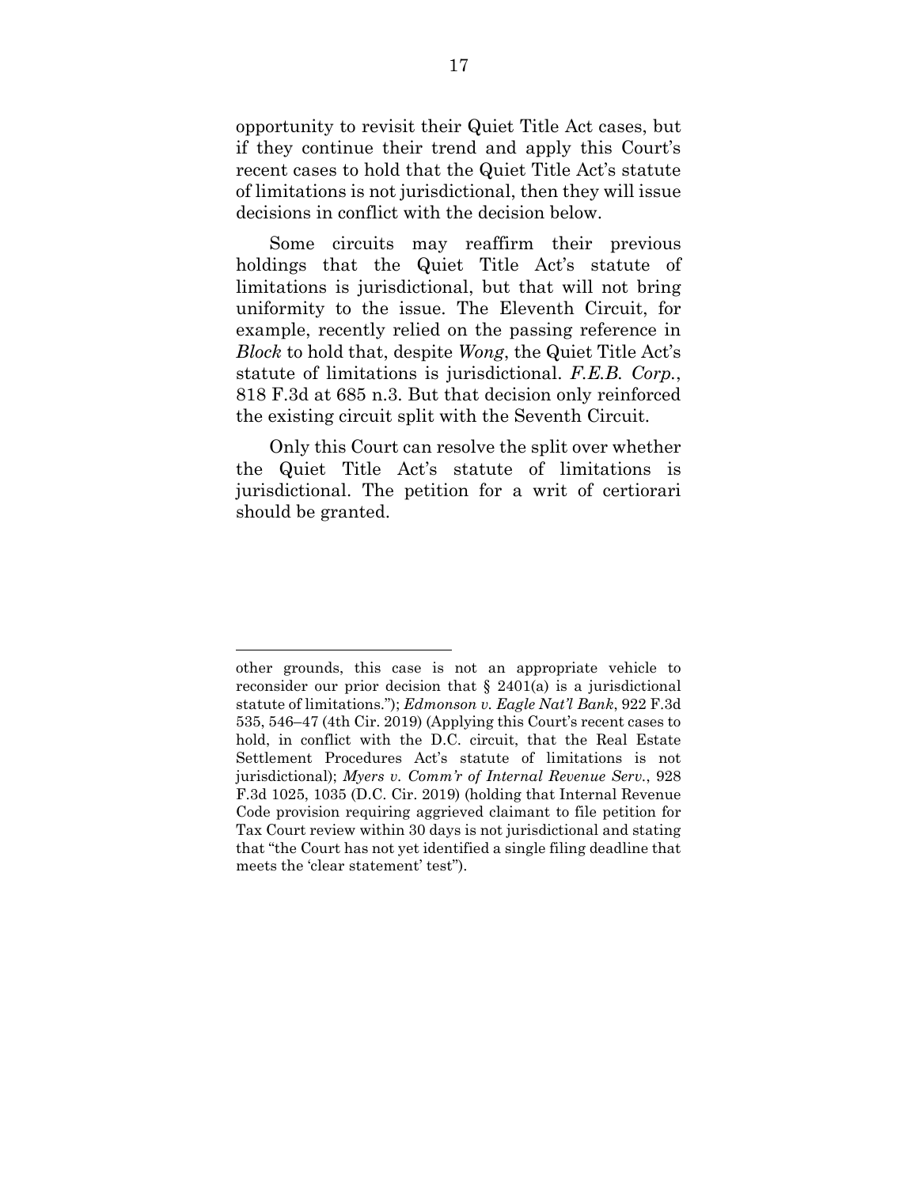opportunity to revisit their Quiet Title Act cases, but if they continue their trend and apply this Court's recent cases to hold that the Quiet Title Act's statute of limitations is not jurisdictional, then they will issue decisions in conflict with the decision below.

Some circuits may reaffirm their previous holdings that the Quiet Title Act's statute of limitations is jurisdictional, but that will not bring uniformity to the issue. The Eleventh Circuit, for example, recently relied on the passing reference in *Block* to hold that, despite *Wong*, the Quiet Title Act's statute of limitations is jurisdictional. *F.E.B. Corp.*, 818 F.3d at 685 n.3. But that decision only reinforced the existing circuit split with the Seventh Circuit.

Only this Court can resolve the split over whether the Quiet Title Act's statute of limitations is jurisdictional. The petition for a writ of certiorari should be granted.

---

other grounds, this case is not an appropriate vehicle to reconsider our prior decision that § 2401(a) is a jurisdictional statute of limitations."); *Edmonson v. Eagle Nat'l Bank*, 922 F.3d 535, 546–47 (4th Cir. 2019) (Applying this Court's recent cases to hold, in conflict with the D.C. circuit, that the Real Estate Settlement Procedures Act's statute of limitations is not jurisdictional); *Myers v. Comm'r of Internal Revenue Serv.*, 928 F.3d 1025, 1035 (D.C. Cir. 2019) (holding that Internal Revenue Code provision requiring aggrieved claimant to file petition for Tax Court review within 30 days is not jurisdictional and stating that "the Court has not yet identified a single filing deadline that meets the 'clear statement' test").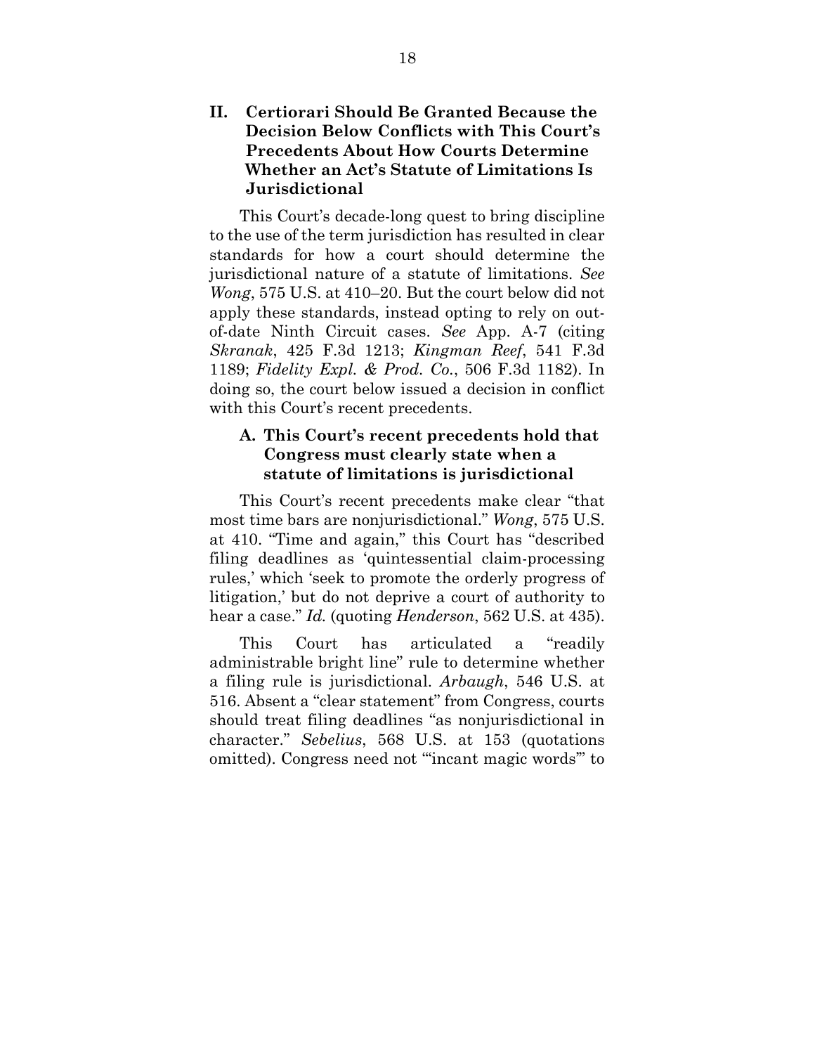## II. Certiorari Should Be Granted Because the Decision Below Conflicts with This Court's Precedents About How Courts Determine Whether an Act's Statute of Limitations Is Jurisdictional

This Court's decade-long quest to bring discipline to the use of the term jurisdiction has resulted in clear standards for how a court should determine the jurisdictional nature of a statute of limitations. *See Wong*, 575 U.S. at 410–20. But the court below did not apply these standards, instead opting to rely on out-of-date Ninth Circuit cases. *See* App. A-7 (citing *Skranak*, 425 F.3d 1213; *Kingman Reef*, 541 F.3d 1189; *Fidelity Expl. & Prod. Co.*, 506 F.3d 1182). In doing so, the court below issued a decision in conflict with this Court's recent precedents.

### A. This Court's recent precedents hold that Congress must clearly state when a statute of limitations is jurisdictional

This Court's recent precedents make clear "that most time bars are nonjurisdictional." *Wong*, 575 U.S. at 410. "Time and again," this Court has "described filing deadlines as 'quintessential claim-processing rules,' which 'seek to promote the orderly progress of litigation,' but do not deprive a court of authority to hear a case." *Id.* (quoting *Henderson*, 562 U.S. at 435).

This Court has articulated a "readily administrable bright line" rule to determine whether a filing rule is jurisdictional. *Arbaugh*, 546 U.S. at 516. Absent a "clear statement" from Congress, courts should treat filing deadlines "as nonjurisdictional in character." *Sebelius*, 568 U.S. at 153 (quotations omitted). Congress need not "'incant magic words'" to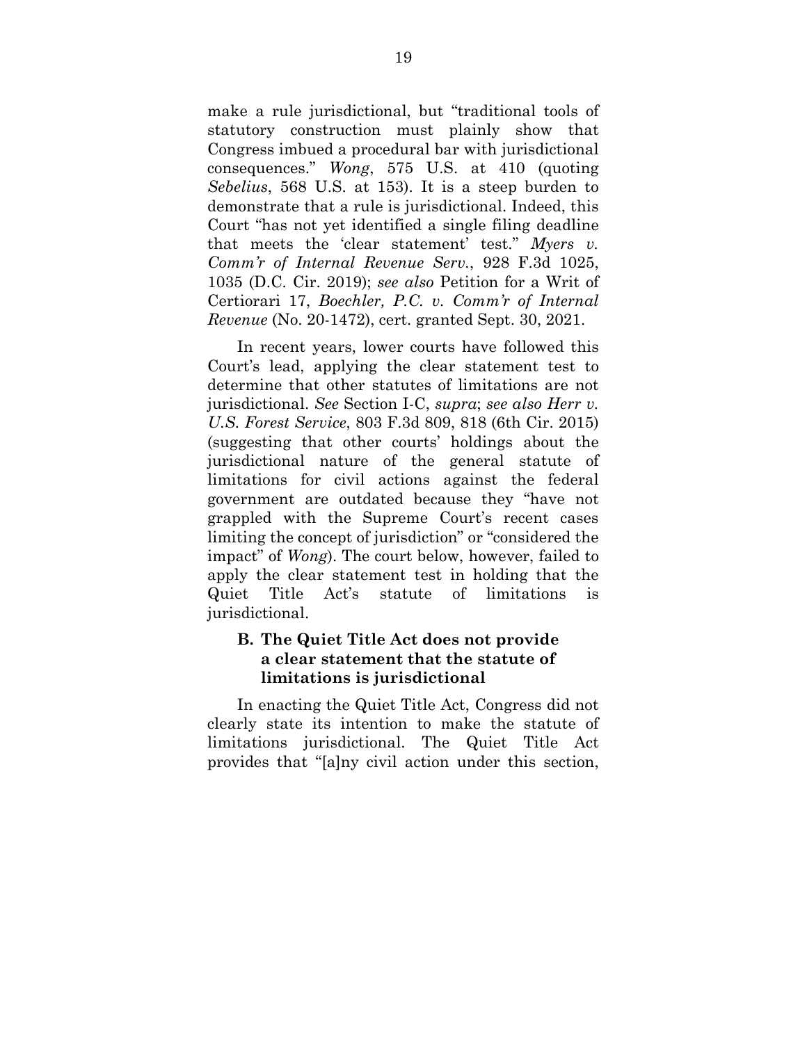make a rule jurisdictional, but "traditional tools of statutory construction must plainly show that Congress imbued a procedural bar with jurisdictional consequences." *Wong*, 575 U.S. at 410 (quoting *Sebelius*, 568 U.S. at 153). It is a steep burden to demonstrate that a rule is jurisdictional. Indeed, this Court "has not yet identified a single filing deadline that meets the 'clear statement' test." *Myers v. Comm'r of Internal Revenue Serv.*, 928 F.3d 1025, 1035 (D.C. Cir. 2019); *see also* Petition for a Writ of Certiorari 17, *Boechler, P.C. v. Comm'r of Internal Revenue* (No. 20-1472), cert. granted Sept. 30, 2021.

In recent years, lower courts have followed this Court's lead, applying the clear statement test to determine that other statutes of limitations are not jurisdictional. *See* Section I-C, *supra*; *see also Herr v. U.S. Forest Service*, 803 F.3d 809, 818 (6th Cir. 2015) (suggesting that other courts' holdings about the jurisdictional nature of the general statute of limitations for civil actions against the federal government are outdated because they "have not grappled with the Supreme Court's recent cases limiting the concept of jurisdiction" or "considered the impact" of *Wong*). The court below, however, failed to apply the clear statement test in holding that the Quiet Title Act's statute of limitations is jurisdictional.

### B. The Quiet Title Act does not provide a clear statement that the statute of limitations is jurisdictional

In enacting the Quiet Title Act, Congress did not clearly state its intention to make the statute of limitations jurisdictional. The Quiet Title Act provides that "[a]ny civil action under this section,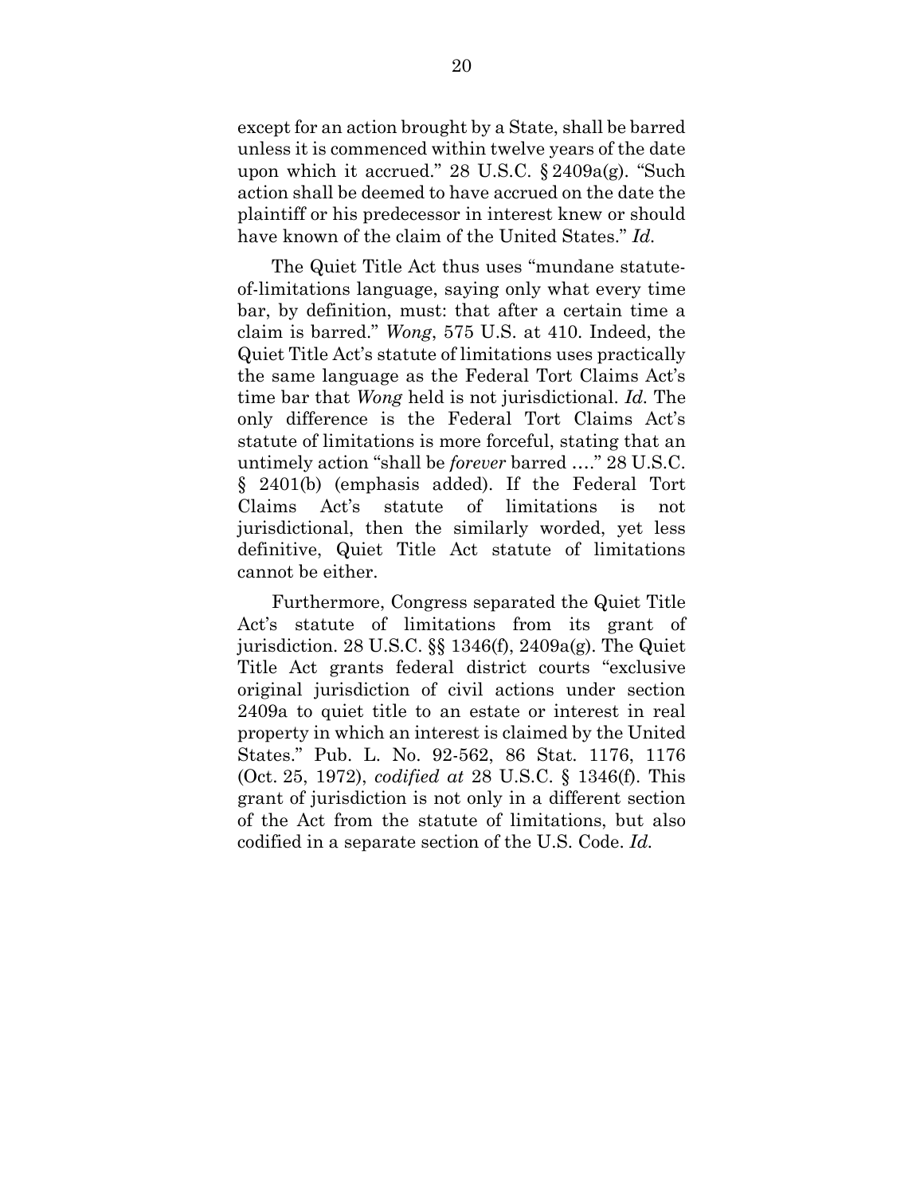except for an action brought by a State, shall be barred unless it is commenced within twelve years of the date upon which it accrued." 28 U.S.C. § 2409a(g). "Such action shall be deemed to have accrued on the date the plaintiff or his predecessor in interest knew or should have known of the claim of the United States." *Id.*

The Quiet Title Act thus uses "mundane statute-of-limitations language, saying only what every time bar, by definition, must: that after a certain time a claim is barred." *Wong*, 575 U.S. at 410. Indeed, the Quiet Title Act's statute of limitations uses practically the same language as the Federal Tort Claims Act's time bar that *Wong* held is not jurisdictional. *Id.* The only difference is the Federal Tort Claims Act's statute of limitations is more forceful, stating that an untimely action "shall be *forever* barred …." 28 U.S.C. § 2401(b) (emphasis added). If the Federal Tort Claims Act's statute of limitations is not jurisdictional, then the similarly worded, yet less definitive, Quiet Title Act statute of limitations cannot be either.

Furthermore, Congress separated the Quiet Title Act's statute of limitations from its grant of jurisdiction. 28 U.S.C. §§ 1346(f), 2409a(g). The Quiet Title Act grants federal district courts "exclusive original jurisdiction of civil actions under section 2409a to quiet title to an estate or interest in real property in which an interest is claimed by the United States." Pub. L. No. 92-562, 86 Stat. 1176, 1176 (Oct. 25, 1972), *codified at* 28 U.S.C. § 1346(f). This grant of jurisdiction is not only in a different section of the Act from the statute of limitations, but also codified in a separate section of the U.S. Code. *Id.*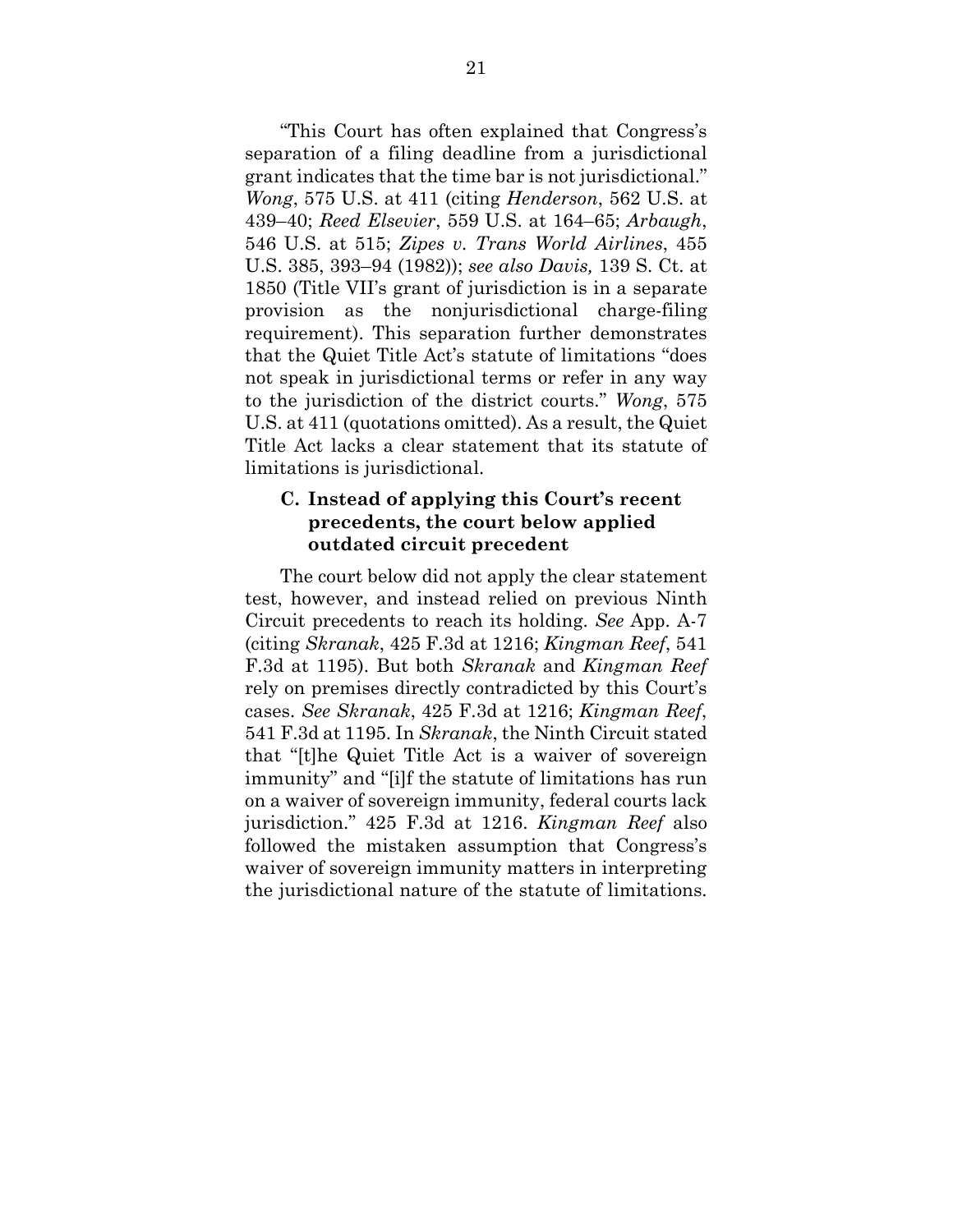"This Court has often explained that Congress's separation of a filing deadline from a jurisdictional grant indicates that the time bar is not jurisdictional." *Wong*, 575 U.S. at 411 (citing *Henderson*, 562 U.S. at 439–40; *Reed Elsevier*, 559 U.S. at 164–65; *Arbaugh*, 546 U.S. at 515; *Zipes v. Trans World Airlines*, 455 U.S. 385, 393–94 (1982)); *see also Davis,* 139 S. Ct. at 1850 (Title VII's grant of jurisdiction is in a separate provision as the nonjurisdictional charge-filing requirement). This separation further demonstrates that the Quiet Title Act's statute of limitations "does not speak in jurisdictional terms or refer in any way to the jurisdiction of the district courts." *Wong*, 575 U.S. at 411 (quotations omitted). As a result, the Quiet Title Act lacks a clear statement that its statute of limitations is jurisdictional.

### C. Instead of applying this Court's recent precedents, the court below applied outdated circuit precedent

The court below did not apply the clear statement test, however, and instead relied on previous Ninth Circuit precedents to reach its holding. *See* App. A-7 (citing *Skranak*, 425 F.3d at 1216; *Kingman Reef*, 541 F.3d at 1195). But both *Skranak* and *Kingman Reef* rely on premises directly contradicted by this Court's cases. *See Skranak*, 425 F.3d at 1216; *Kingman Reef*, 541 F.3d at 1195. In *Skranak*, the Ninth Circuit stated that "[t]he Quiet Title Act is a waiver of sovereign immunity" and "[i]f the statute of limitations has run on a waiver of sovereign immunity, federal courts lack jurisdiction." 425 F.3d at 1216. *Kingman Reef* also followed the mistaken assumption that Congress's waiver of sovereign immunity matters in interpreting the jurisdictional nature of the statute of limitations.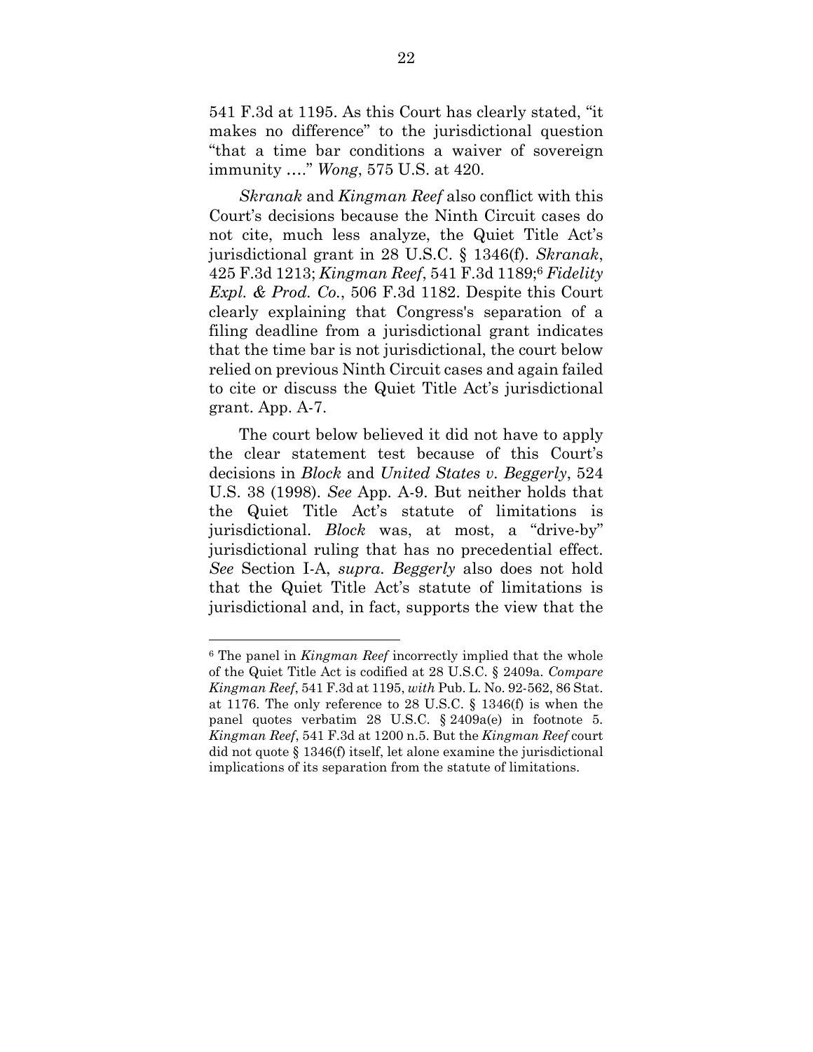541 F.3d at 1195. As this Court has clearly stated, "it makes no difference" to the jurisdictional question "that a time bar conditions a waiver of sovereign immunity …." *Wong*, 575 U.S. at 420.

*Skranak* and *Kingman Reef* also conflict with this Court's decisions because the Ninth Circuit cases do not cite, much less analyze, the Quiet Title Act's jurisdictional grant in 28 U.S.C. § 1346(f). *Skranak*, 425 F.3d 1213; *Kingman Reef*, 541 F.3d 1189;[6] *Fidelity Expl. & Prod. Co.*, 506 F.3d 1182. Despite this Court clearly explaining that Congress's separation of a filing deadline from a jurisdictional grant indicates that the time bar is not jurisdictional, the court below relied on previous Ninth Circuit cases and again failed to cite or discuss the Quiet Title Act's jurisdictional grant. App. A-7.

The court below believed it did not have to apply the clear statement test because of this Court's decisions in *Block* and *United States v. Beggerly*, 524 U.S. 38 (1998). *See* App. A-9. But neither holds that the Quiet Title Act's statute of limitations is jurisdictional. *Block* was, at most, a "drive-by" jurisdictional ruling that has no precedential effect. *See* Section I-A, *supra*. *Beggerly* also does not hold that the Quiet Title Act's statute of limitations is jurisdictional and, in fact, supports the view that the

---

[6] The panel in *Kingman Reef* incorrectly implied that the whole of the Quiet Title Act is codified at 28 U.S.C. § 2409a. *Compare Kingman Reef*, 541 F.3d at 1195, *with* Pub. L. No. 92-562, 86 Stat. at 1176. The only reference to 28 U.S.C. § 1346(f) is when the panel quotes verbatim 28 U.S.C. § 2409a(e) in footnote 5. *Kingman Reef*, 541 F.3d at 1200 n.5. But the *Kingman Reef* court did not quote § 1346(f) itself, let alone examine the jurisdictional implications of its separation from the statute of limitations.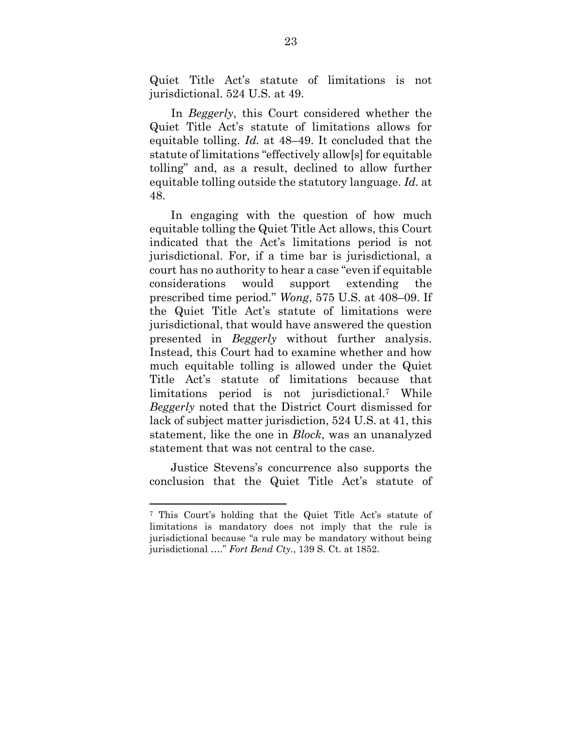Quiet Title Act's statute of limitations is not jurisdictional. 524 U.S. at 49.

In *Beggerly*, this Court considered whether the Quiet Title Act's statute of limitations allows for equitable tolling. *Id.* at 48–49. It concluded that the statute of limitations "effectively allow[s] for equitable tolling" and, as a result, declined to allow further equitable tolling outside the statutory language. *Id.* at 48.

In engaging with the question of how much equitable tolling the Quiet Title Act allows, this Court indicated that the Act's limitations period is not jurisdictional. For, if a time bar is jurisdictional, a court has no authority to hear a case "even if equitable considerations would support extending the prescribed time period." *Wong*, 575 U.S. at 408–09. If the Quiet Title Act's statute of limitations were jurisdictional, that would have answered the question presented in *Beggerly* without further analysis. Instead, this Court had to examine whether and how much equitable tolling is allowed under the Quiet Title Act's statute of limitations because that limitations period is not jurisdictional.[7] While *Beggerly* noted that the District Court dismissed for lack of subject matter jurisdiction, 524 U.S. at 41, this statement, like the one in *Block*, was an unanalyzed statement that was not central to the case.

Justice Stevens's concurrence also supports the conclusion that the Quiet Title Act's statute of

---

[7] This Court's holding that the Quiet Title Act's statute of limitations is mandatory does not imply that the rule is jurisdictional because "a rule may be mandatory without being jurisdictional …." *Fort Bend Cty.*, 139 S. Ct. at 1852.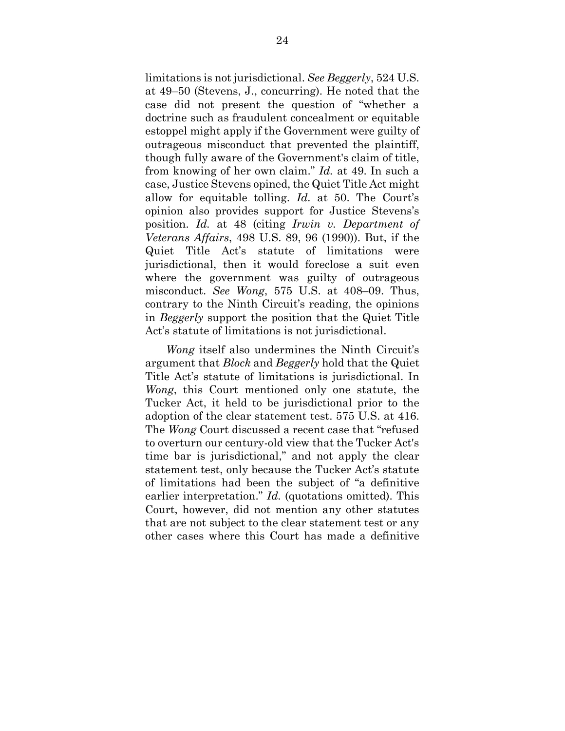limitations is not jurisdictional. *See Beggerly*, 524 U.S. at 49–50 (Stevens, J., concurring). He noted that the case did not present the question of "whether a doctrine such as fraudulent concealment or equitable estoppel might apply if the Government were guilty of outrageous misconduct that prevented the plaintiff, though fully aware of the Government's claim of title, from knowing of her own claim." *Id.* at 49. In such a case, Justice Stevens opined, the Quiet Title Act might allow for equitable tolling. *Id.* at 50. The Court's opinion also provides support for Justice Stevens's position. *Id.* at 48 (citing *Irwin v. Department of Veterans Affairs*, 498 U.S. 89, 96 (1990)). But, if the Quiet Title Act's statute of limitations were jurisdictional, then it would foreclose a suit even where the government was guilty of outrageous misconduct. *See Wong*, 575 U.S. at 408–09. Thus, contrary to the Ninth Circuit's reading, the opinions in *Beggerly* support the position that the Quiet Title Act's statute of limitations is not jurisdictional.

*Wong* itself also undermines the Ninth Circuit's argument that *Block* and *Beggerly* hold that the Quiet Title Act's statute of limitations is jurisdictional. In *Wong*, this Court mentioned only one statute, the Tucker Act, it held to be jurisdictional prior to the adoption of the clear statement test. 575 U.S. at 416. The *Wong* Court discussed a recent case that "refused to overturn our century-old view that the Tucker Act's time bar is jurisdictional," and not apply the clear statement test, only because the Tucker Act's statute of limitations had been the subject of "a definitive earlier interpretation." *Id.* (quotations omitted). This Court, however, did not mention any other statutes that are not subject to the clear statement test or any other cases where this Court has made a definitive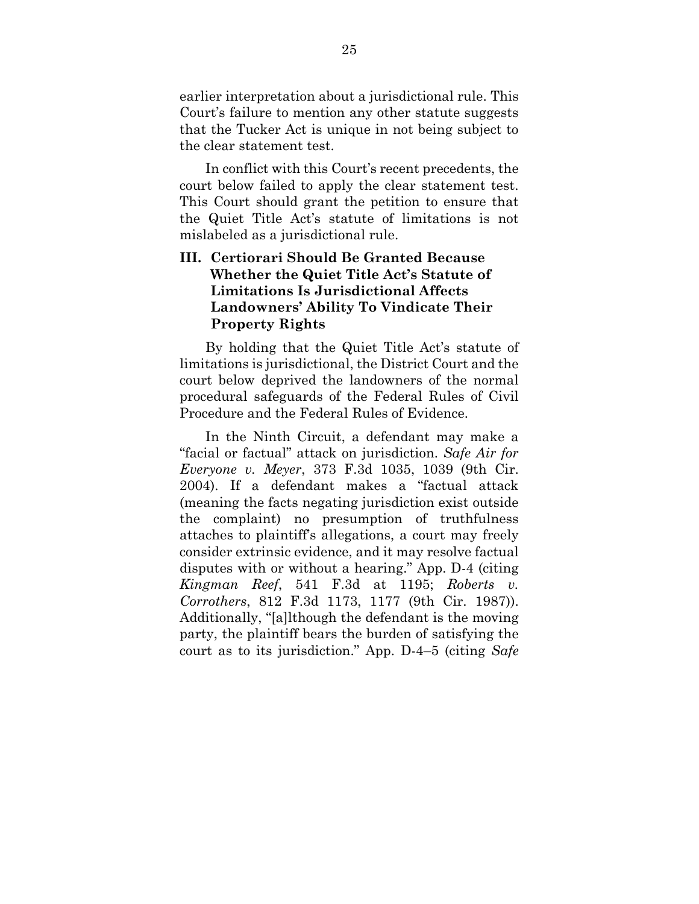earlier interpretation about a jurisdictional rule. This Court's failure to mention any other statute suggests that the Tucker Act is unique in not being subject to the clear statement test.

In conflict with this Court's recent precedents, the court below failed to apply the clear statement test. This Court should grant the petition to ensure that the Quiet Title Act's statute of limitations is not mislabeled as a jurisdictional rule.

## III. Certiorari Should Be Granted Because Whether the Quiet Title Act's Statute of Limitations Is Jurisdictional Affects Landowners' Ability To Vindicate Their Property Rights

By holding that the Quiet Title Act's statute of limitations is jurisdictional, the District Court and the court below deprived the landowners of the normal procedural safeguards of the Federal Rules of Civil Procedure and the Federal Rules of Evidence.

In the Ninth Circuit, a defendant may make a "facial or factual" attack on jurisdiction. *Safe Air for Everyone v. Meyer*, 373 F.3d 1035, 1039 (9th Cir. 2004). If a defendant makes a "factual attack (meaning the facts negating jurisdiction exist outside the complaint) no presumption of truthfulness attaches to plaintiff's allegations, a court may freely consider extrinsic evidence, and it may resolve factual disputes with or without a hearing." App. D-4 (citing *Kingman Reef*, 541 F.3d at 1195; *Roberts v. Corrothers*, 812 F.3d 1173, 1177 (9th Cir. 1987)). Additionally, "[a]lthough the defendant is the moving party, the plaintiff bears the burden of satisfying the court as to its jurisdiction." App. D-4–5 (citing *Safe*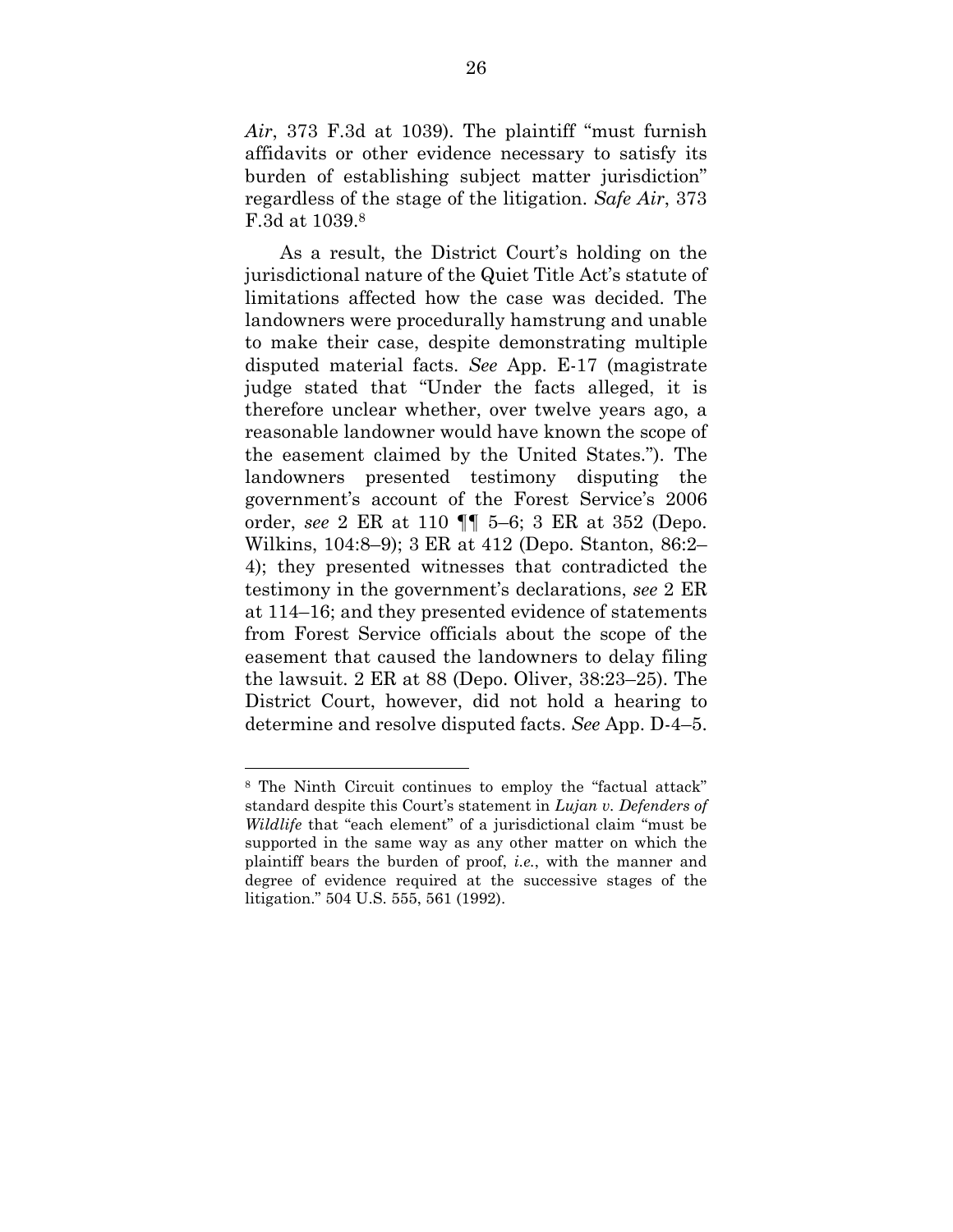*Air*, 373 F.3d at 1039). The plaintiff "must furnish affidavits or other evidence necessary to satisfy its burden of establishing subject matter jurisdiction" regardless of the stage of the litigation. *Safe Air*, 373 F.3d at 1039.[8]

As a result, the District Court's holding on the jurisdictional nature of the Quiet Title Act's statute of limitations affected how the case was decided. The landowners were procedurally hamstrung and unable to make their case, despite demonstrating multiple disputed material facts. *See* App. E-17 (magistrate judge stated that "Under the facts alleged, it is therefore unclear whether, over twelve years ago, a reasonable landowner would have known the scope of the easement claimed by the United States."). The landowners presented testimony disputing the government's account of the Forest Service's 2006 order, *see* 2 ER at 110 ¶¶ 5–6; 3 ER at 352 (Depo. Wilkins, 104:8–9); 3 ER at 412 (Depo. Stanton, 86:2–4); they presented witnesses that contradicted the testimony in the government's declarations, *see* 2 ER at 114–16; and they presented evidence of statements from Forest Service officials about the scope of the easement that caused the landowners to delay filing the lawsuit. 2 ER at 88 (Depo. Oliver, 38:23–25). The District Court, however, did not hold a hearing to determine and resolve disputed facts. *See* App. D-4–5.

---

[8] The Ninth Circuit continues to employ the "factual attack" standard despite this Court's statement in *Lujan v. Defenders of Wildlife* that "each element" of a jurisdictional claim "must be supported in the same way as any other matter on which the plaintiff bears the burden of proof, *i.e.*, with the manner and degree of evidence required at the successive stages of the litigation." 504 U.S. 555, 561 (1992).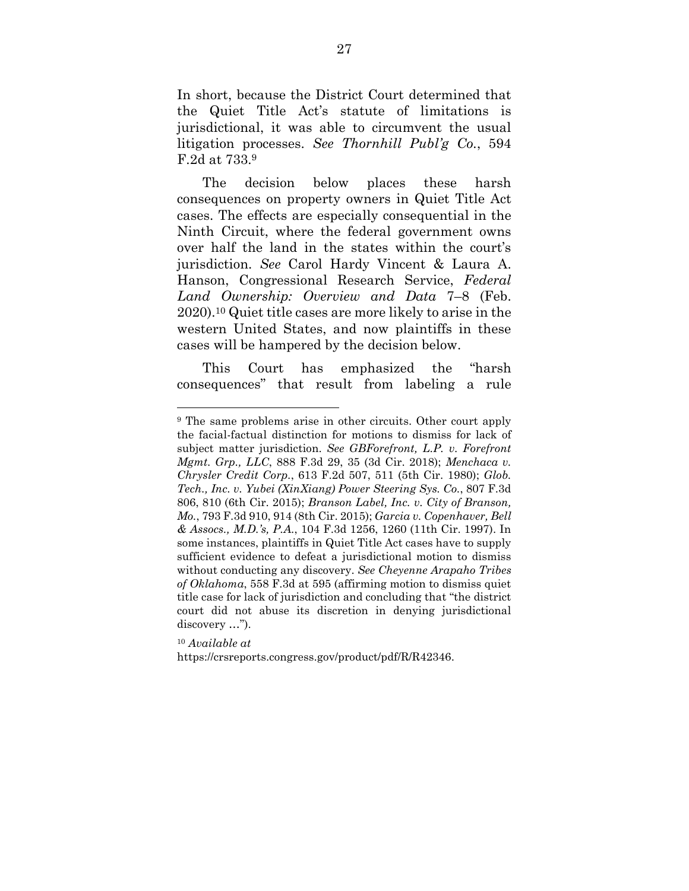In short, because the District Court determined that the Quiet Title Act's statute of limitations is jurisdictional, it was able to circumvent the usual litigation processes. *See Thornhill Publ'g Co.*, 594 F.2d at 733.[9]

The decision below places these harsh consequences on property owners in Quiet Title Act cases. The effects are especially consequential in the Ninth Circuit, where the federal government owns over half the land in the states within the court's jurisdiction. *See* Carol Hardy Vincent & Laura A. Hanson, Congressional Research Service, *Federal Land Ownership: Overview and Data* 7–8 (Feb. 2020).[10] Quiet title cases are more likely to arise in the western United States, and now plaintiffs in these cases will be hampered by the decision below.

This Court has emphasized the "harsh consequences" that result from labeling a rule

---

[9] The same problems arise in other circuits. Other court apply the facial-factual distinction for motions to dismiss for lack of subject matter jurisdiction. *See GBForefront, L.P. v. Forefront Mgmt. Grp., LLC*, 888 F.3d 29, 35 (3d Cir. 2018); *Menchaca v. Chrysler Credit Corp.*, 613 F.2d 507, 511 (5th Cir. 1980); *Glob. Tech., Inc. v. Yubei (XinXiang) Power Steering Sys. Co.*, 807 F.3d 806, 810 (6th Cir. 2015); *Branson Label, Inc. v. City of Branson, Mo.*, 793 F.3d 910, 914 (8th Cir. 2015); *Garcia v. Copenhaver, Bell & Assocs., M.D.'s, P.A.*, 104 F.3d 1256, 1260 (11th Cir. 1997). In some instances, plaintiffs in Quiet Title Act cases have to supply sufficient evidence to defeat a jurisdictional motion to dismiss without conducting any discovery. *See Cheyenne Arapaho Tribes of Oklahoma*, 558 F.3d at 595 (affirming motion to dismiss quiet title case for lack of jurisdiction and concluding that "the district court did not abuse its discretion in denying jurisdictional discovery …").

[10] *Available at* https://crsreports.congress.gov/product/pdf/R/R42346.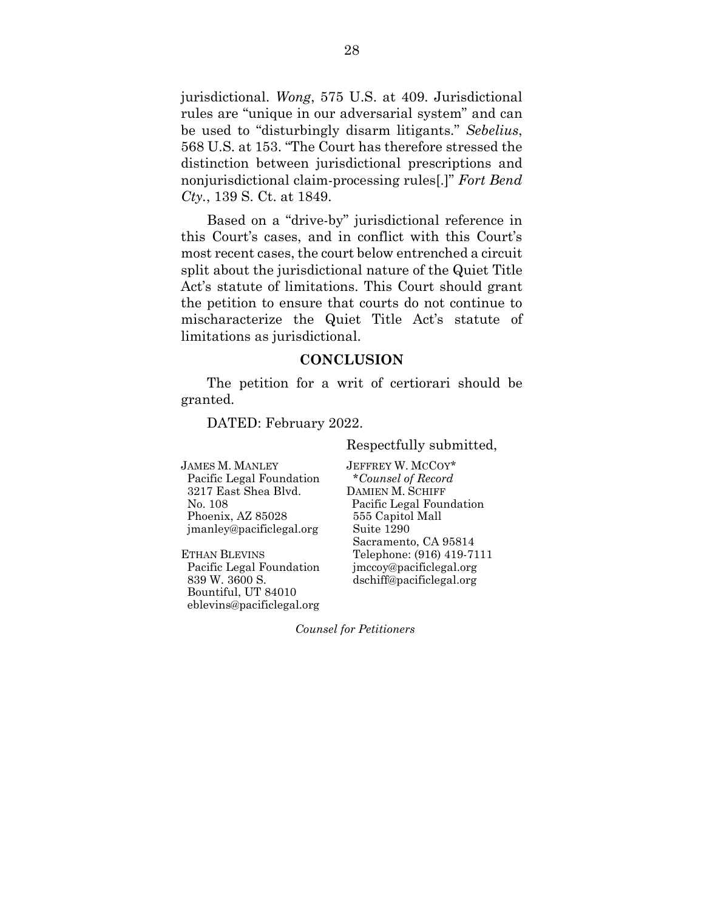jurisdictional. *Wong*, 575 U.S. at 409. Jurisdictional rules are "unique in our adversarial system" and can be used to "disturbingly disarm litigants." *Sebelius*, 568 U.S. at 153. "The Court has therefore stressed the distinction between jurisdictional prescriptions and nonjurisdictional claim-processing rules[.]" *Fort Bend Cty.*, 139 S. Ct. at 1849.

Based on a "drive-by" jurisdictional reference in this Court's cases, and in conflict with this Court's most recent cases, the court below entrenched a circuit split about the jurisdictional nature of the Quiet Title Act's statute of limitations. This Court should grant the petition to ensure that courts do not continue to mischaracterize the Quiet Title Act's statute of limitations as jurisdictional.

## CONCLUSION

The petition for a writ of certiorari should be granted.

DATED: February 2022.

Respectfully submitted,

JAMES M. MANLEY
Pacific Legal Foundation
3217 East Shea Blvd.
No. 108
Phoenix, AZ 85028
jmanley@pacificlegal.org

ETHAN BLEVINS
Pacific Legal Foundation
839 W. 3600 S.
Bountiful, UT 84010
eblevins@pacificlegal.org

JEFFREY W. MCCOY*
*\*Counsel of Record*
DAMIEN M. SCHIFF
Pacific Legal Foundation
555 Capitol Mall
Suite 1290
Sacramento, CA 95814
Telephone: (916) 419-7111
jmccoy@pacificlegal.org
dschiff@pacificlegal.org

*Counsel for Petitioners*